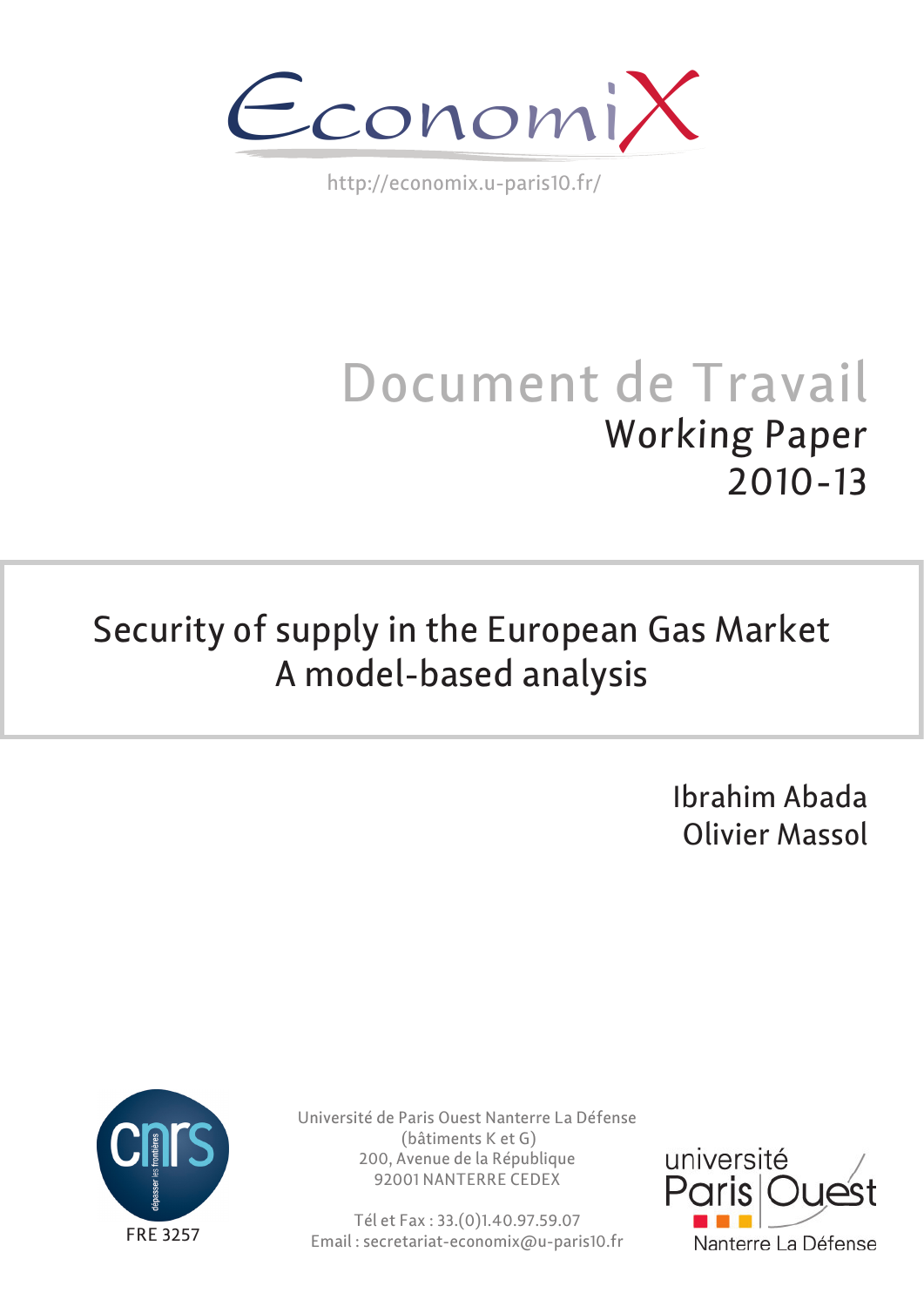EconomiX

http://economix.u-paris10.fr/

Document de Travail

Working Paper

2010-13

# Security of supply in the European Gas Market
# A model-based analysis

Ibrahim Abada

Olivier Massol

CNRS

FRE 3257

Université de Paris Ouest Nanterre La Défense
(bâtiments K et G)
200, Avenue de la République
92001 NANTERRE CEDEX

Tél et Fax : 33.(0)1.40.97.59.07
Email : secretariat-economix@u-paris10.fr

université Paris Ouest Nanterre La Défense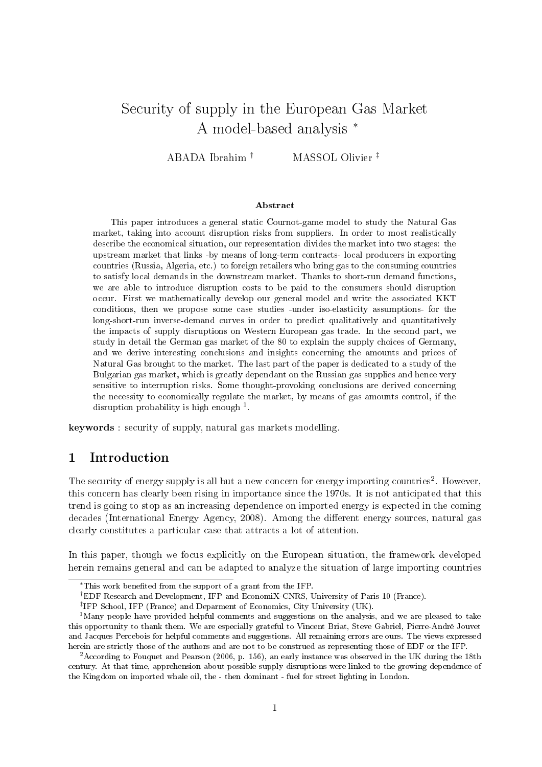# Security of supply in the European Gas Market
# A model-based analysis *

ABADA Ibrahim †    MASSOL Olivier ‡

**Abstract**

This paper introduces a general static Cournot-game model to study the Natural Gas market, taking into account disruption risks from suppliers. In order to most realistically describe the economical situation, our representation divides the market into two stages: the upstream market that links -by means of long-term contracts- local producers in exporting countries (Russia, Algeria, etc.) to foreign retailers who bring gas to the consuming countries to satisfy local demands in the downstream market. Thanks to short-run demand functions, we are able to introduce disruption costs to be paid to the consumers should disruption occur. First we mathematically develop our general model and write the associated KKT conditions, then we propose some case studies -under iso-elasticity assumptions- for the long-short-run inverse-demand curves in order to predict qualitatively and quantitatively the impacts of supply disruptions on Western European gas trade. In the second part, we study in detail the German gas market of the 80 to explain the supply choices of Germany, and we derive interesting conclusions and insights concerning the amounts and prices of Natural Gas brought to the market. The last part of the paper is dedicated to a study of the Bulgarian gas market, which is greatly dependant on the Russian gas supplies and hence very sensitive to interruption risks. Some thought-provoking conclusions are derived concerning the necessity to economically regulate the market, by means of gas amounts control, if the disruption probability is high enough [1].

**keywords** : security of supply, natural gas markets modelling.

## 1 Introduction

The security of energy supply is all but a new concern for energy importing countries[2]. However, this concern has clearly been rising in importance since the 1970s. It is not anticipated that this trend is going to stop as an increasing dependence on imported energy is expected in the coming decades (International Energy Agency, 2008). Among the different energy sources, natural gas clearly constitutes a particular case that attracts a lot of attention.

In this paper, though we focus explicitly on the European situation, the framework developed herein remains general and can be adapted to analyze the situation of large importing countries

---

*This work benefited from the support of a grant from the IFP.

†EDF Research and Development, IFP and EconomiX-CNRS, University of Paris 10 (France).

‡IFP School, IFP (France) and Deparment of Economics, City University (UK).

[1] Many people have provided helpful comments and suggestions on the analysis, and we are pleased to take this opportunity to thank them. We are especially grateful to Vincent Briat, Steve Gabriel, Pierre-André Jouvet and Jacques Percebois for helpful comments and suggestions. All remaining errors are ours. The views expressed herein are strictly those of the authors and are not to be construed as representing those of EDF or the IFP.

[2] According to Fouquet and Pearson (2006, p. 156), an early instance was observed in the UK during the 18th century. At that time, apprehension about possible supply disruptions were linked to the growing dependence of the Kingdom on imported whale oil, the - then dominant - fuel for street lighting in London.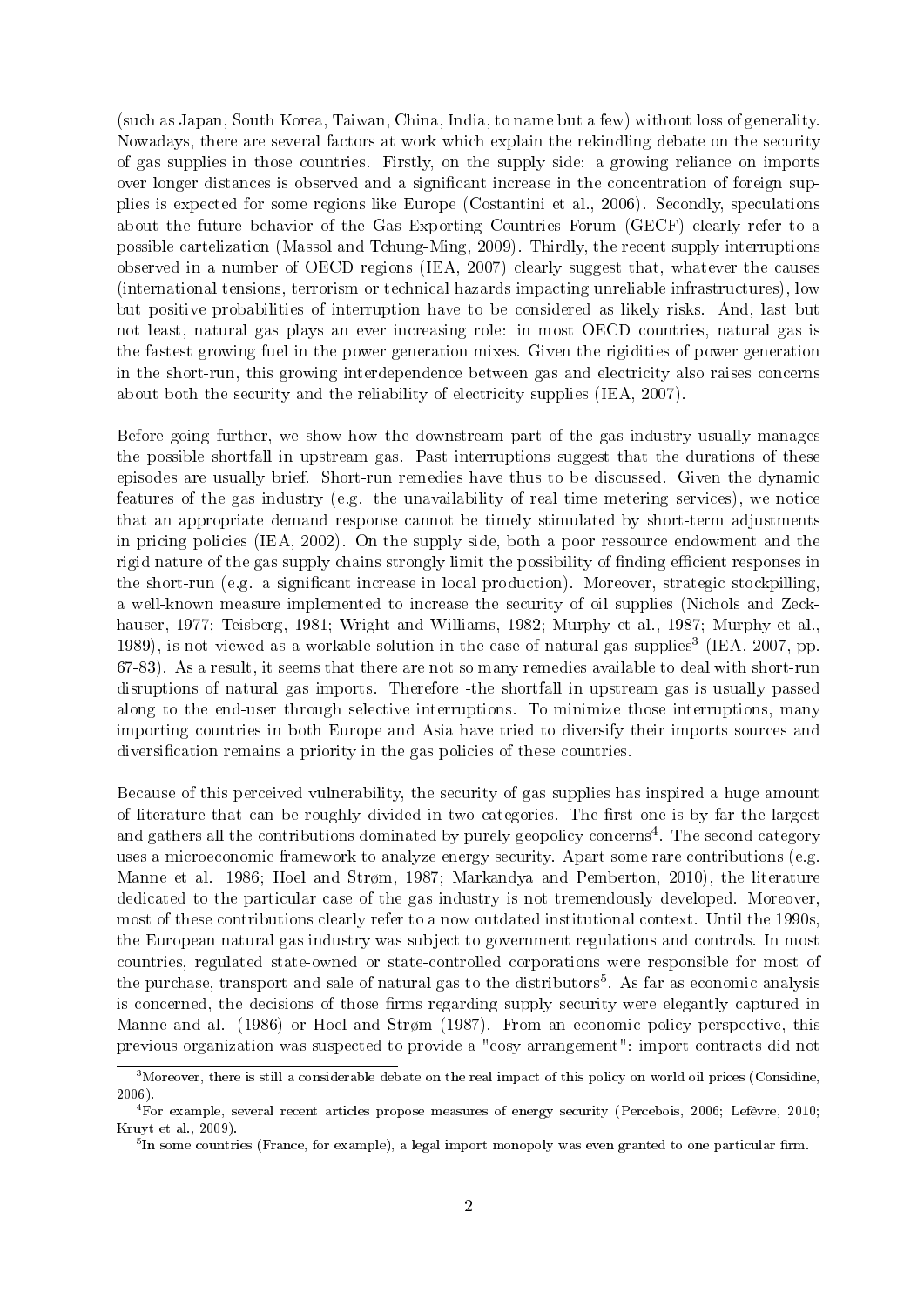(such as Japan, South Korea, Taiwan, China, India, to name but a few) without loss of generality. Nowadays, there are several factors at work which explain the rekindling debate on the security of gas supplies in those countries. Firstly, on the supply side: a growing reliance on imports over longer distances is observed and a significant increase in the concentration of foreign supplies is expected for some regions like Europe (Costantini et al., 2006). Secondly, speculations about the future behavior of the Gas Exporting Countries Forum (GECF) clearly refer to a possible cartelization (Massol and Tchung-Ming, 2009). Thirdly, the recent supply interruptions observed in a number of OECD regions (IEA, 2007) clearly suggest that, whatever the causes (international tensions, terrorism or technical hazards impacting unreliable infrastructures), low but positive probabilities of interruption have to be considered as likely risks. And, last but not least, natural gas plays an ever increasing role: in most OECD countries, natural gas is the fastest growing fuel in the power generation mixes. Given the rigidities of power generation in the short-run, this growing interdependence between gas and electricity also raises concerns about both the security and the reliability of electricity supplies (IEA, 2007).

Before going further, we show how the downstream part of the gas industry usually manages the possible shortfall in upstream gas. Past interruptions suggest that the durations of these episodes are usually brief. Short-run remedies have thus to be discussed. Given the dynamic features of the gas industry (e.g. the unavailability of real time metering services), we notice that an appropriate demand response cannot be timely stimulated by short-term adjustments in pricing policies (IEA, 2002). On the supply side, both a poor ressource endowment and the rigid nature of the gas supply chains strongly limit the possibility of finding efficient responses in the short-run (e.g. a significant increase in local production). Moreover, strategic stockpilling, a well-known measure implemented to increase the security of oil supplies (Nichols and Zeckhauser, 1977; Teisberg, 1981; Wright and Williams, 1982; Murphy et al., 1987; Murphy et al., 1989), is not viewed as a workable solution in the case of natural gas supplies[3] (IEA, 2007, pp. 67-83). As a result, it seems that there are not so many remedies available to deal with short-run disruptions of natural gas imports. Therefore -the shortfall in upstream gas is usually passed along to the end-user through selective interruptions. To minimize those interruptions, many importing countries in both Europe and Asia have tried to diversify their imports sources and diversification remains a priority in the gas policies of these countries.

Because of this perceived vulnerability, the security of gas supplies has inspired a huge amount of literature that can be roughly divided in two categories. The first one is by far the largest and gathers all the contributions dominated by purely geopolicy concerns[4]. The second category uses a microeconomic framework to analyze energy security. Apart some rare contributions (e.g. Manne et al. 1986; Hoel and Strøm, 1987; Markandya and Pemberton, 2010), the literature dedicated to the particular case of the gas industry is not tremendously developed. Moreover, most of these contributions clearly refer to a now outdated institutional context. Until the 1990s, the European natural gas industry was subject to government regulations and controls. In most countries, regulated state-owned or state-controlled corporations were responsible for most of the purchase, transport and sale of natural gas to the distributors[5]. As far as economic analysis is concerned, the decisions of those firms regarding supply security were elegantly captured in Manne and al. (1986) or Hoel and Strøm (1987). From an economic policy perspective, this previous organization was suspected to provide a "cosy arrangement": import contracts did not

[3] Moreover, there is still a considerable debate on the real impact of this policy on world oil prices (Considine, 2006).

[4] For example, several recent articles propose measures of energy security (Percebois, 2006; Lefèvre, 2010; Kruyt et al., 2009).

[5] In some countries (France, for example), a legal import monopoly was even granted to one particular firm.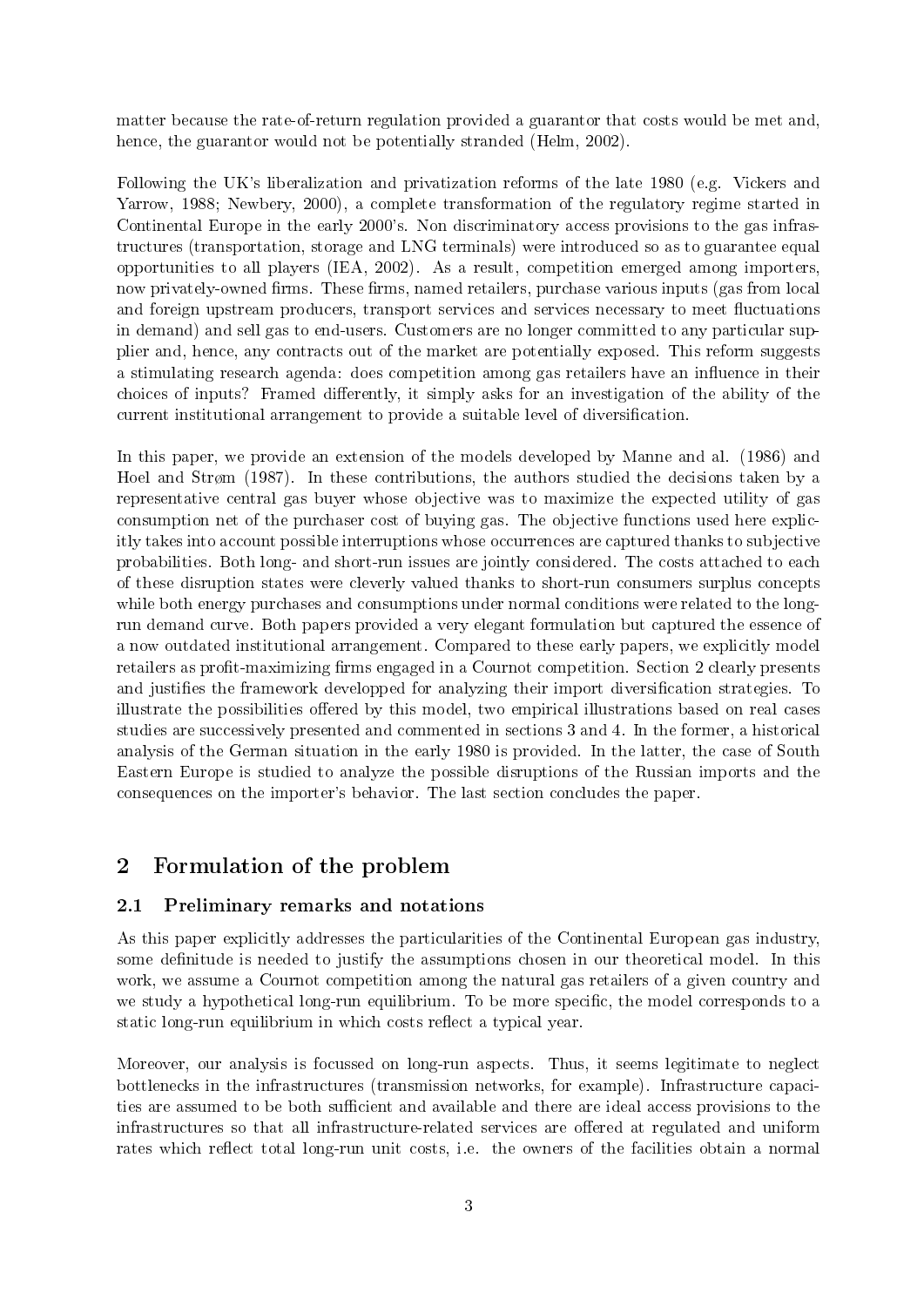matter because the rate-of-return regulation provided a guarantor that costs would be met and, hence, the guarantor would not be potentially stranded (Helm, 2002).

Following the UK's liberalization and privatization reforms of the late 1980 (e.g. Vickers and Yarrow, 1988; Newbery, 2000), a complete transformation of the regulatory regime started in Continental Europe in the early 2000's. Non discriminatory access provisions to the gas infrastructures (transportation, storage and LNG terminals) were introduced so as to guarantee equal opportunities to all players (IEA, 2002). As a result, competition emerged among importers, now privately-owned firms. These firms, named retailers, purchase various inputs (gas from local and foreign upstream producers, transport services and services necessary to meet fluctuations in demand) and sell gas to end-users. Customers are no longer committed to any particular supplier and, hence, any contracts out of the market are potentially exposed. This reform suggests a stimulating research agenda: does competition among gas retailers have an influence in their choices of inputs? Framed differently, it simply asks for an investigation of the ability of the current institutional arrangement to provide a suitable level of diversification.

In this paper, we provide an extension of the models developed by Manne and al. (1986) and Hoel and Strøm (1987). In these contributions, the authors studied the decisions taken by a representative central gas buyer whose objective was to maximize the expected utility of gas consumption net of the purchaser cost of buying gas. The objective functions used here explicitly takes into account possible interruptions whose occurrences are captured thanks to subjective probabilities. Both long- and short-run issues are jointly considered. The costs attached to each of these disruption states were cleverly valued thanks to short-run consumers surplus concepts while both energy purchases and consumptions under normal conditions were related to the long-run demand curve. Both papers provided a very elegant formulation but captured the essence of a now outdated institutional arrangement. Compared to these early papers, we explicitly model retailers as profit-maximizing firms engaged in a Cournot competition. Section 2 clearly presents and justifies the framework developped for analyzing their import diversification strategies. To illustrate the possibilities offered by this model, two empirical illustrations based on real cases studies are successively presented and commented in sections 3 and 4. In the former, a historical analysis of the German situation in the early 1980 is provided. In the latter, the case of South Eastern Europe is studied to analyze the possible disruptions of the Russian imports and the consequences on the importer's behavior. The last section concludes the paper.

## 2 Formulation of the problem

### 2.1 Preliminary remarks and notations

As this paper explicitly addresses the particularities of the Continental European gas industry, some definitude is needed to justify the assumptions chosen in our theoretical model. In this work, we assume a Cournot competition among the natural gas retailers of a given country and we study a hypothetical long-run equilibrium. To be more specific, the model corresponds to a static long-run equilibrium in which costs reflect a typical year.

Moreover, our analysis is focussed on long-run aspects. Thus, it seems legitimate to neglect bottlenecks in the infrastructures (transmission networks, for example). Infrastructure capacities are assumed to be both sufficient and available and there are ideal access provisions to the infrastructures so that all infrastructure-related services are offered at regulated and uniform rates which reflect total long-run unit costs, i.e. the owners of the facilities obtain a normal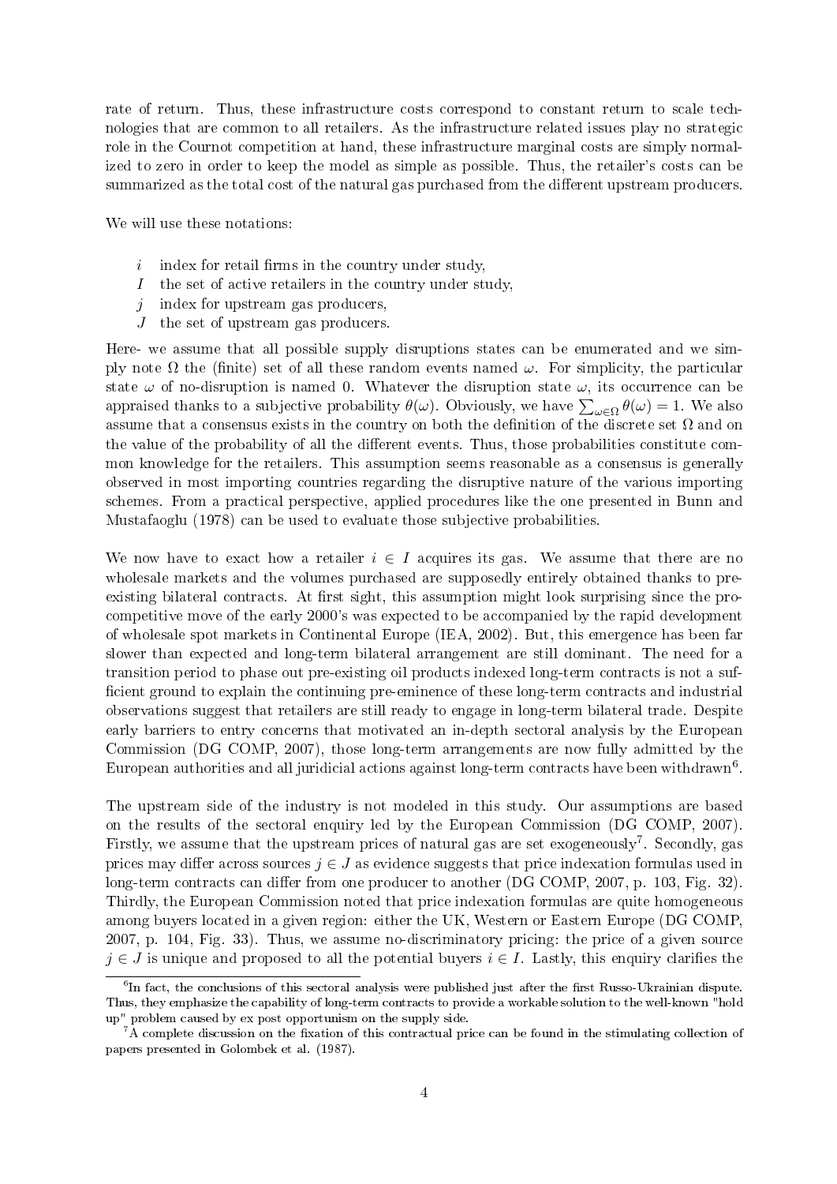rate of return. Thus, these infrastructure costs correspond to constant return to scale technologies that are common to all retailers. As the infrastructure related issues play no strategic role in the Cournot competition at hand, these infrastructure marginal costs are simply normalized to zero in order to keep the model as simple as possible. Thus, the retailer's costs can be summarized as the total cost of the natural gas purchased from the different upstream producers.

We will use these notations:

- $i$ index for retail firms in the country under study,
- $I$ the set of active retailers in the country under study,
- $j$ index for upstream gas producers,
- $J$ the set of upstream gas producers.

Here- we assume that all possible supply disruptions states can be enumerated and we simply note $\Omega$ the (finite) set of all these random events named $\omega$. For simplicity, the particular state $\omega$ of no-disruption is named 0. Whatever the disruption state $\omega$, its occurrence can be appraised thanks to a subjective probability $\theta(\omega)$. Obviously, we have $\sum_{\omega \in \Omega} \theta(\omega) = 1$. We also assume that a consensus exists in the country on both the definition of the discrete set $\Omega$ and on the value of the probability of all the different events. Thus, those probabilities constitute common knowledge for the retailers. This assumption seems reasonable as a consensus is generally observed in most importing countries regarding the disruptive nature of the various importing schemes. From a practical perspective, applied procedures like the one presented in Bunn and Mustafaoglu (1978) can be used to evaluate those subjective probabilities.

We now have to exact how a retailer $i \in I$ acquires its gas. We assume that there are no wholesale markets and the volumes purchased are supposedly entirely obtained thanks to pre-existing bilateral contracts. At first sight, this assumption might look surprising since the pro-competitive move of the early 2000's was expected to be accompanied by the rapid development of wholesale spot markets in Continental Europe (IEA, 2002). But, this emergence has been far slower than expected and long-term bilateral arrangement are still dominant. The need for a transition period to phase out pre-existing oil products indexed long-term contracts is not a sufficient ground to explain the continuing pre-eminence of these long-term contracts and industrial observations suggest that retailers are still ready to engage in long-term bilateral trade. Despite early barriers to entry concerns that motivated an in-depth sectoral analysis by the European Commission (DG COMP, 2007), those long-term arrangements are now fully admitted by the European authorities and all juridicial actions against long-term contracts have been withdrawn[6].

The upstream side of the industry is not modeled in this study. Our assumptions are based on the results of the sectoral enquiry led by the European Commission (DG COMP, 2007). Firstly, we assume that the upstream prices of natural gas are set exogeneously[7]. Secondly, gas prices may differ across sources $j \in J$ as evidence suggests that price indexation formulas used in long-term contracts can differ from one producer to another (DG COMP, 2007, p. 103, Fig. 32). Thirdly, the European Commission noted that price indexation formulas are quite homogeneous among buyers located in a given region: either the UK, Western or Eastern Europe (DG COMP, 2007, p. 104, Fig. 33). Thus, we assume no-discriminatory pricing: the price of a given source $j \in J$ is unique and proposed to all the potential buyers $i \in I$. Lastly, this enquiry clarifies the

[6] In fact, the conclusions of this sectoral analysis were published just after the first Russo-Ukrainian dispute. Thus, they emphasize the capability of long-term contracts to provide a workable solution to the well-known "hold up" problem caused by ex post opportunism on the supply side.

[7] A complete discussion on the fixation of this contractual price can be found in the stimulating collection of papers presented in Golombek et al. (1987).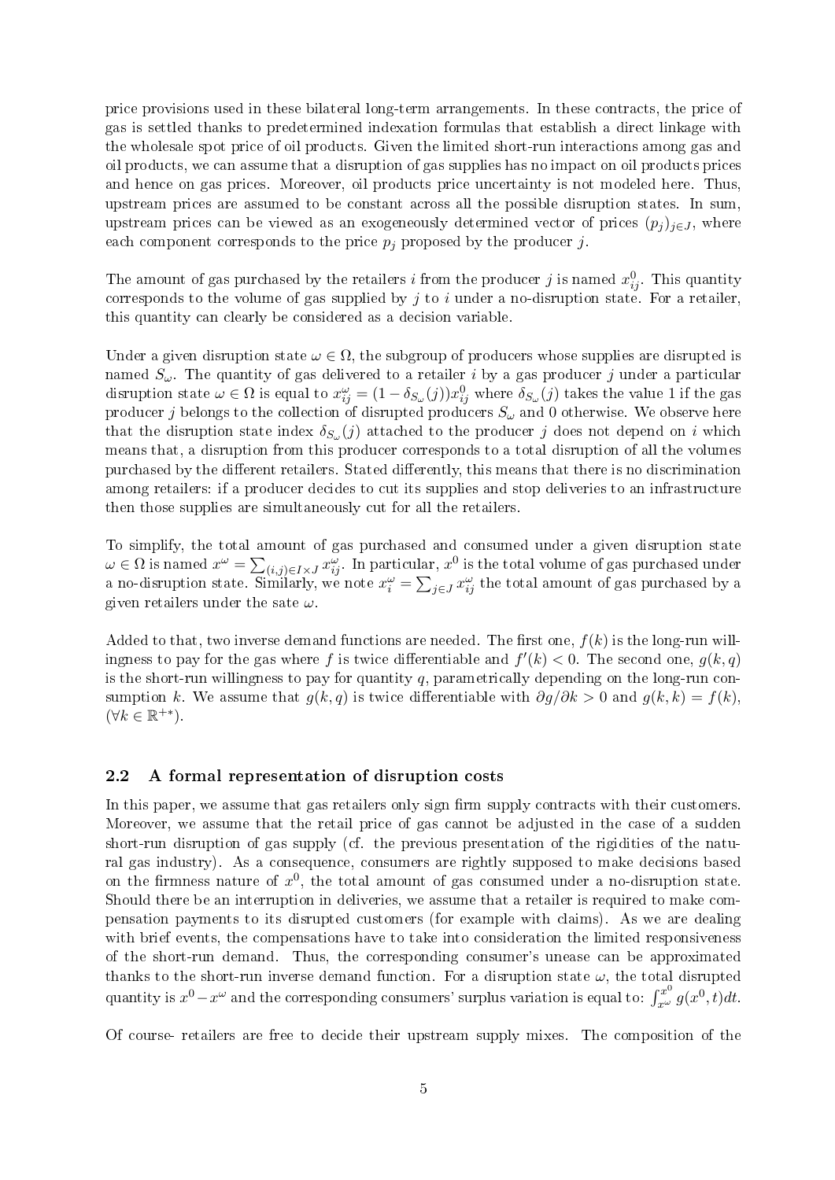price provisions used in these bilateral long-term arrangements. In these contracts, the price of gas is settled thanks to predetermined indexation formulas that establish a direct linkage with the wholesale spot price of oil products. Given the limited short-run interactions among gas and oil products, we can assume that a disruption of gas supplies has no impact on oil products prices and hence on gas prices. Moreover, oil products price uncertainty is not modeled here. Thus, upstream prices are assumed to be constant across all the possible disruption states. In sum, upstream prices can be viewed as an exogeneously determined vector of prices $(p_j)_{j \in J}$, where each component corresponds to the price $p_j$ proposed by the producer $j$.

The amount of gas purchased by the retailers $i$ from the producer $j$ is named $x^0_{ij}$. This quantity corresponds to the volume of gas supplied by $j$ to $i$ under a no-disruption state. For a retailer, this quantity can clearly be considered as a decision variable.

Under a given disruption state $\omega \in \Omega$, the subgroup of producers whose supplies are disrupted is named $S_\omega$. The quantity of gas delivered to a retailer $i$ by a gas producer $j$ under a particular disruption state $\omega \in \Omega$ is equal to $x^\omega_{ij} = (1 - \delta_{S_\omega}(j))x^0_{ij}$ where $\delta_{S_\omega}(j)$ takes the value 1 if the gas producer $j$ belongs to the collection of disrupted producers $S_\omega$ and 0 otherwise. We observe here that the disruption state index $\delta_{S_\omega}(j)$ attached to the producer $j$ does not depend on $i$ which means that, a disruption from this producer corresponds to a total disruption of all the volumes purchased by the different retailers. Stated differently, this means that there is no discrimination among retailers: if a producer decides to cut its supplies and stop deliveries to an infrastructure then those supplies are simultaneously cut for all the retailers.

To simplify, the total amount of gas purchased and consumed under a given disruption state $\omega \in \Omega$ is named $x^\omega = \sum_{(i,j) \in I \times J} x^\omega_{ij}$. In particular, $x^0$ is the total volume of gas purchased under a no-disruption state. Similarly, we note $x^\omega_i = \sum_{j \in J} x^\omega_{ij}$ the total amount of gas purchased by a given retailers under the sate $\omega$.

Added to that, two inverse demand functions are needed. The first one, $f(k)$ is the long-run willingness to pay for the gas where $f$ is twice differentiable and $f'(k) < 0$. The second one, $g(k, q)$ is the short-run willingness to pay for quantity $q$, parametrically depending on the long-run consumption $k$. We assume that $g(k, q)$ is twice differentiable with $\partial g / \partial k > 0$ and $g(k, k) = f(k)$, $(\forall k \in \mathbb{R}^{+*})$.

### 2.2 A formal representation of disruption costs

In this paper, we assume that gas retailers only sign firm supply contracts with their customers. Moreover, we assume that the retail price of gas cannot be adjusted in the case of a sudden short-run disruption of gas supply (cf. the previous presentation of the rigidities of the natural gas industry). As a consequence, consumers are rightly supposed to make decisions based on the firmness nature of $x^0$, the total amount of gas consumed under a no-disruption state. Should there be an interruption in deliveries, we assume that a retailer is required to make compensation payments to its disrupted customers (for example with claims). As we are dealing with brief events, the compensations have to take into consideration the limited responsiveness of the short-run demand. Thus, the corresponding consumer's unease can be approximated thanks to the short-run inverse demand function. For a disruption state $\omega$, the total disrupted quantity is $x^0 - x^\omega$ and the corresponding consumers' surplus variation is equal to: $\int_{x^\omega}^{x^0} g(x^0, t)dt$.

Of course- retailers are free to decide their upstream supply mixes. The composition of the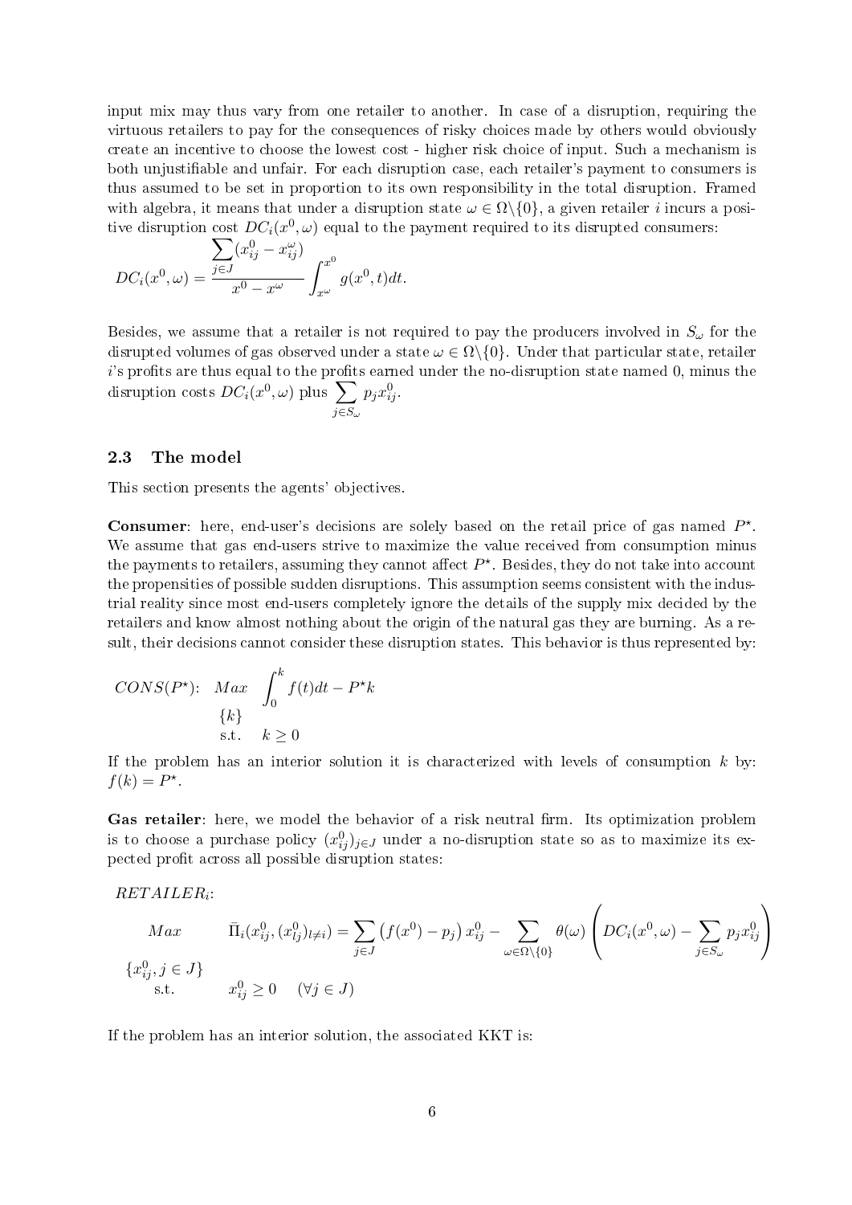input mix may thus vary from one retailer to another. In case of a disruption, requiring the virtuous retailers to pay for the consequences of risky choices made by others would obviously create an incentive to choose the lowest cost - higher risk choice of input. Such a mechanism is both unjustifiable and unfair. For each disruption case, each retailer's payment to consumers is thus assumed to be set in proportion to its own responsibility in the total disruption. Framed with algebra, it means that under a disruption state $\omega \in \Omega \backslash \{0\}$, a given retailer $i$ incurs a positive disruption cost $DC_i(x^0, \omega)$ equal to the payment required to its disrupted consumers:

$$DC_i(x^0, \omega) = \frac{\sum_{j \in J}(x_{ij}^0 - x_{ij}^\omega)}{x^0 - x^\omega} \int_{x^\omega}^{x^0} g(x^0, t)dt.$$

Besides, we assume that a retailer is not required to pay the producers involved in $S_\omega$ for the disrupted volumes of gas observed under a state $\omega \in \Omega \backslash \{0\}$. Under that particular state, retailer $i$'s profits are thus equal to the profits earned under the no-disruption state named 0, minus the disruption costs $DC_i(x^0, \omega)$ plus $\sum_{j \in S_\omega} p_j x_{ij}^0$.

### 2.3 The model

This section presents the agents' objectives.

**Consumer**: here, end-user's decisions are solely based on the retail price of gas named $P^\star$. We assume that gas end-users strive to maximize the value received from consumption minus the payments to retailers, assuming they cannot affect $P^\star$. Besides, they do not take into account the propensities of possible sudden disruptions. This assumption seems consistent with the industrial reality since most end-users completely ignore the details of the supply mix decided by the retailers and know almost nothing about the origin of the natural gas they are burning. As a result, their decisions cannot consider these disruption states. This behavior is thus represented by:

$$CONS(P^\star): \quad \underset{\{k\}}{Max} \quad \int_0^k f(t)dt - P^\star k$$
$$\text{s.t.} \quad k \geq 0$$

If the problem has an interior solution it is characterized with levels of consumption $k$ by: $f(k) = P^\star$.

**Gas retailer**: here, we model the behavior of a risk neutral firm. Its optimization problem is to choose a purchase policy $(x_{ij}^0)_{j \in J}$ under a no-disruption state so as to maximize its expected profit across all possible disruption states:

$RETAILER_i$:

$$\underset{\{x_{ij}^0, j \in J\}}{Max} \quad \bar{\Pi}_i(x_{ij}^0, (x_{lj}^0)_{l \neq i}) = \sum_{j \in J} \left(f(x^0) - p_j\right) x_{ij}^0 - \sum_{\omega \in \Omega \backslash \{0\}} \theta(\omega) \left( DC_i(x^0, \omega) - \sum_{j \in S_\omega} p_j x_{ij}^0 \right)$$
$$\text{s.t.} \quad x_{ij}^0 \geq 0 \quad (\forall j \in J)$$

If the problem has an interior solution, the associated KKT is: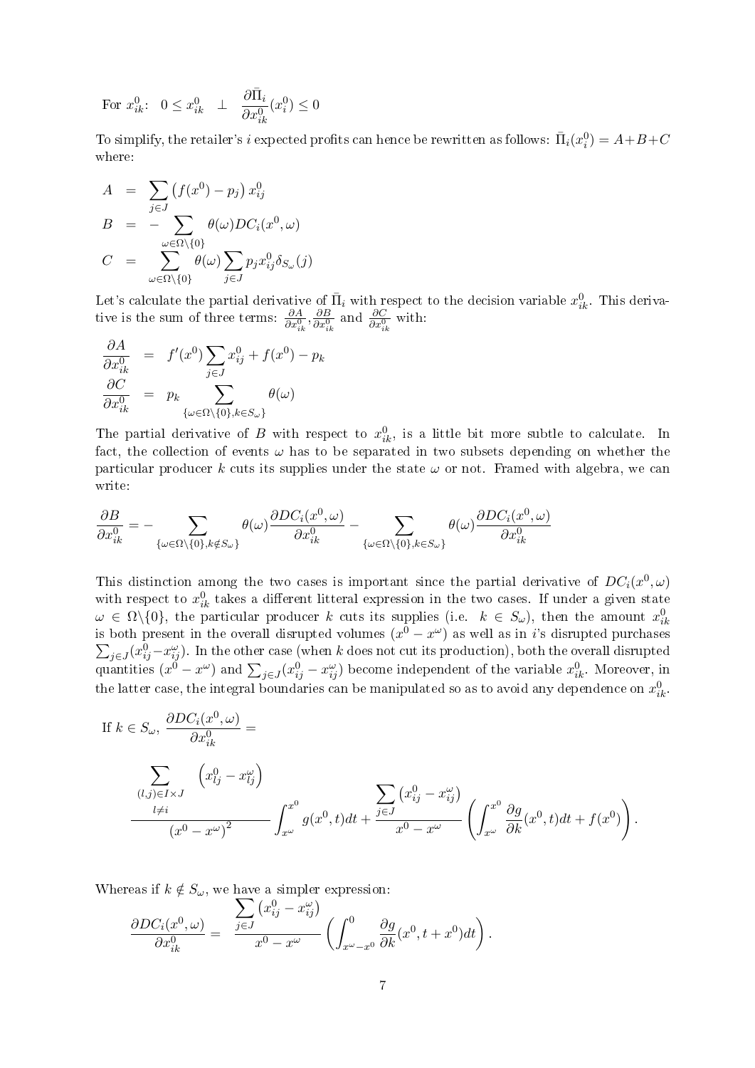For $x_{ik}^0$: $\quad 0 \leq x_{ik}^0 \quad \perp \quad \dfrac{\partial \bar{\Pi}_i}{\partial x_{ik}^0}(x_i^0) \leq 0$

To simplify, the retailer's $i$ expected profits can hence be rewritten as follows: $\bar{\Pi}_i(x_i^0) = A + B + C$ where:

$$
\begin{aligned}
A &= \sum_{j \in J} \left( f(x^0) - p_j \right) x_{ij}^0 \\
B &= - \sum_{\omega \in \Omega \setminus \{0\}} \theta(\omega) DC_i(x^0, \omega) \\
C &= \sum_{\omega \in \Omega \setminus \{0\}} \theta(\omega) \sum_{j \in J} p_j x_{ij}^0 \delta_{S_\omega}(j)
\end{aligned}
$$

Let's calculate the partial derivative of $\bar{\Pi}_i$ with respect to the decision variable $x_{ik}^0$. This derivative is the sum of three terms: $\frac{\partial A}{\partial x_{ik}^0}, \frac{\partial B}{\partial x_{ik}^0}$ and $\frac{\partial C}{\partial x_{ik}^0}$ with:

$$
\begin{aligned}
\frac{\partial A}{\partial x_{ik}^0} &= f'(x^0) \sum_{j \in J} x_{ij}^0 + f(x^0) - p_k \\
\frac{\partial C}{\partial x_{ik}^0} &= p_k \sum_{\{\omega \in \Omega \setminus \{0\}, k \in S_\omega\}} \theta(\omega)
\end{aligned}
$$

The partial derivative of $B$ with respect to $x_{ik}^0$, is a little bit more subtle to calculate. In fact, the collection of events $\omega$ has to be separated in two subsets depending on whether the particular producer $k$ cuts its supplies under the state $\omega$ or not. Framed with algebra, we can write:

$$
\frac{\partial B}{\partial x_{ik}^0} = - \sum_{\{\omega \in \Omega \setminus \{0\}, k \notin S_\omega\}} \theta(\omega) \frac{\partial DC_i(x^0, \omega)}{\partial x_{ik}^0} - \sum_{\{\omega \in \Omega \setminus \{0\}, k \in S_\omega\}} \theta(\omega) \frac{\partial DC_i(x^0, \omega)}{\partial x_{ik}^0}
$$

This distinction among the two cases is important since the partial derivative of $DC_i(x^0, \omega)$ with respect to $x_{ik}^0$ takes a different litteral expression in the two cases. If under a given state $\omega \in \Omega \setminus \{0\}$, the particular producer $k$ cuts its supplies (i.e. $k \in S_\omega$), then the amount $x_{ik}^0$ is both present in the overall disrupted volumes $(x^0 - x^\omega)$ as well as in $i$'s disrupted purchases $\sum_{j \in J}(x_{ij}^0 - x_{ij}^\omega)$. In the other case (when $k$ does not cut its production), both the overall disrupted quantities $(x^0 - x^\omega)$ and $\sum_{j \in J}(x_{ij}^0 - x_{ij}^\omega)$ become independent of the variable $x_{ik}^0$. Moreover, in the latter case, the integral boundaries can be manipulated so as to avoid any dependence on $x_{ik}^0$.

If $k \in S_\omega$, $\dfrac{\partial DC_i(x^0, \omega)}{\partial x_{ik}^0} =$

$$
\frac{\displaystyle\sum_{\substack{(l,j) \in I \times J \\ l \neq i}} \left( x_{lj}^0 - x_{lj}^\omega \right)}{\left( x^0 - x^\omega \right)^2} \int_{x^\omega}^{x^0} g(x^0, t) dt + \frac{\displaystyle\sum_{j \in J} \left( x_{ij}^0 - x_{ij}^\omega \right)}{x^0 - x^\omega} \left( \int_{x^\omega}^{x^0} \frac{\partial g}{\partial k}(x^0, t) dt + f(x^0) \right).
$$

Whereas if $k \notin S_\omega$, we have a simpler expression:

$$
\frac{\partial DC_i(x^0, \omega)}{\partial x_{ik}^0} = \frac{\displaystyle\sum_{j \in J} \left( x_{ij}^0 - x_{ij}^\omega \right)}{x^0 - x^\omega} \left( \int_{x^\omega - x^0}^{0} \frac{\partial g}{\partial k}(x^0, t + x^0) dt \right).
$$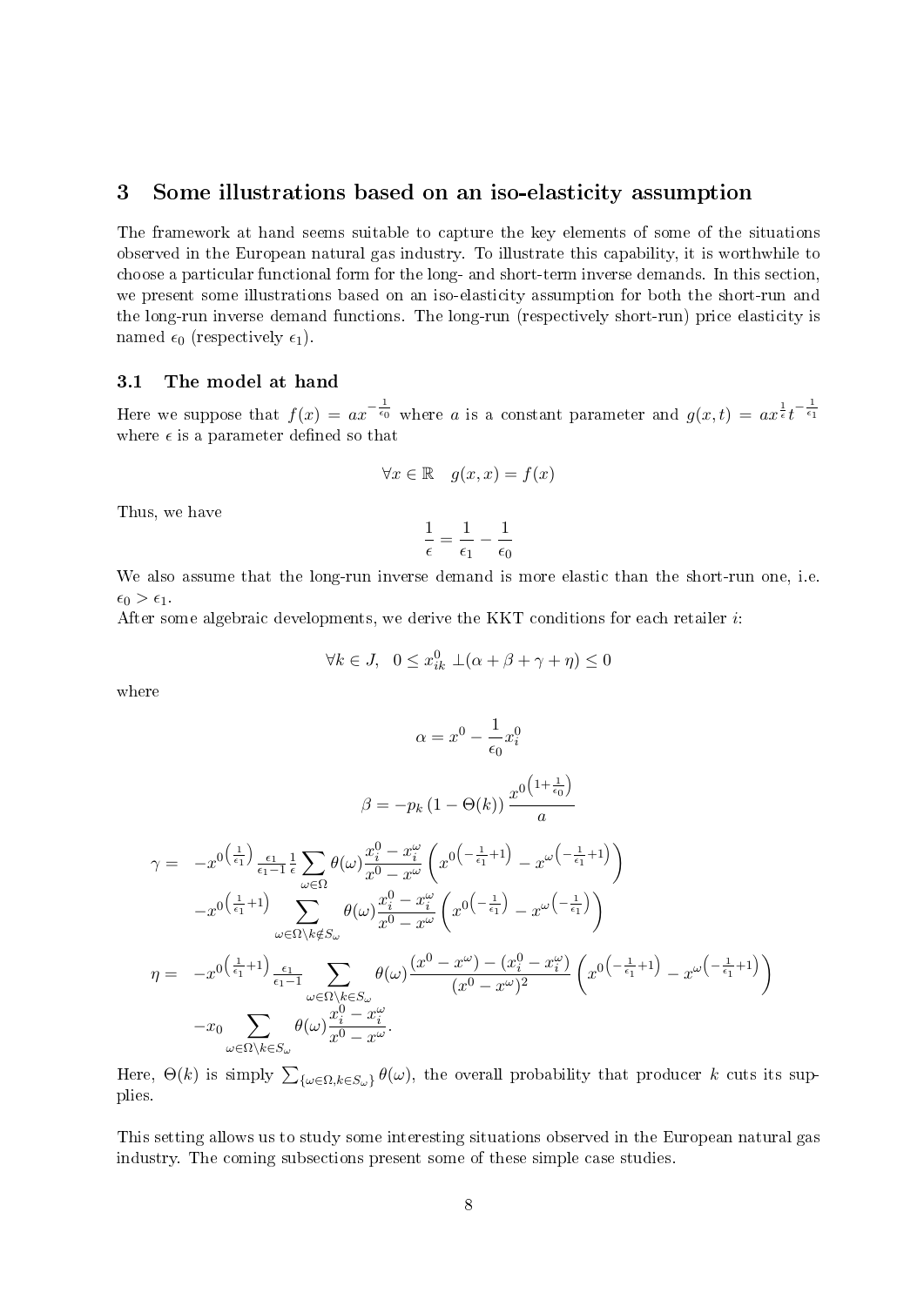## 3 Some illustrations based on an iso-elasticity assumption

The framework at hand seems suitable to capture the key elements of some of the situations observed in the European natural gas industry. To illustrate this capability, it is worthwhile to choose a particular functional form for the long- and short-term inverse demands. In this section, we present some illustrations based on an iso-elasticity assumption for both the short-run and the long-run inverse demand functions. The long-run (respectively short-run) price elasticity is named $\epsilon_0$ (respectively $\epsilon_1$).

### 3.1 The model at hand

Here we suppose that $f(x) = ax^{-\frac{1}{\epsilon_0}}$ where $a$ is a constant parameter and $g(x,t) = ax^{\frac{1}{\epsilon}}t^{-\frac{1}{\epsilon_1}}$ where $\epsilon$ is a parameter defined so that

$$\forall x \in \mathbb{R} \quad g(x,x) = f(x)$$

Thus, we have

$$\frac{1}{\epsilon} = \frac{1}{\epsilon_1} - \frac{1}{\epsilon_0}$$

We also assume that the long-run inverse demand is more elastic than the short-run one, i.e. $\epsilon_0 > \epsilon_1$.
After some algebraic developments, we derive the KKT conditions for each retailer $i$:

$$\forall k \in J, \quad 0 \leq x_{ik}^0 \perp (\alpha + \beta + \gamma + \eta) \leq 0$$

where

$$\alpha = x^0 - \frac{1}{\epsilon_0} x_i^0$$

$$\beta = -p_k \left(1 - \Theta(k)\right) \frac{x^{0\left(1+\frac{1}{\epsilon_0}\right)}}{a}$$

$$\begin{aligned}
\gamma = \quad & -x^{0\left(\frac{1}{\epsilon_1}\right)} \tfrac{\epsilon_1}{\epsilon_1 - 1} \tfrac{1}{\epsilon} \sum_{\omega \in \Omega} \theta(\omega) \frac{x_i^0 - x_i^\omega}{x^0 - x^\omega} \left( x^{0\left(-\frac{1}{\epsilon_1}+1\right)} - x^{\omega\left(-\frac{1}{\epsilon_1}+1\right)} \right) \\
& - x^{0\left(\frac{1}{\epsilon_1}+1\right)} \sum_{\omega \in \Omega \setminus k \notin S_\omega} \theta(\omega) \frac{x_i^0 - x_i^\omega}{x^0 - x^\omega} \left( x^{0\left(-\frac{1}{\epsilon_1}\right)} - x^{\omega\left(-\frac{1}{\epsilon_1}\right)} \right) \\
\eta = \quad & -x^{0\left(\frac{1}{\epsilon_1}+1\right)} \tfrac{\epsilon_1}{\epsilon_1 - 1} \sum_{\omega \in \Omega \setminus k \in S_\omega} \theta(\omega) \frac{(x^0 - x^\omega) - (x_i^0 - x_i^\omega)}{(x^0 - x^\omega)^2} \left( x^{0\left(-\frac{1}{\epsilon_1}+1\right)} - x^{\omega\left(-\frac{1}{\epsilon_1}+1\right)} \right) \\
& - x_0 \sum_{\omega \in \Omega \setminus k \in S_\omega} \theta(\omega) \frac{x_i^0 - x_i^\omega}{x^0 - x^\omega}.
\end{aligned}$$

Here, $\Theta(k)$ is simply $\sum_{\{\omega \in \Omega, k \in S_\omega\}} \theta(\omega)$, the overall probability that producer $k$ cuts its supplies.

This setting allows us to study some interesting situations observed in the European natural gas industry. The coming subsections present some of these simple case studies.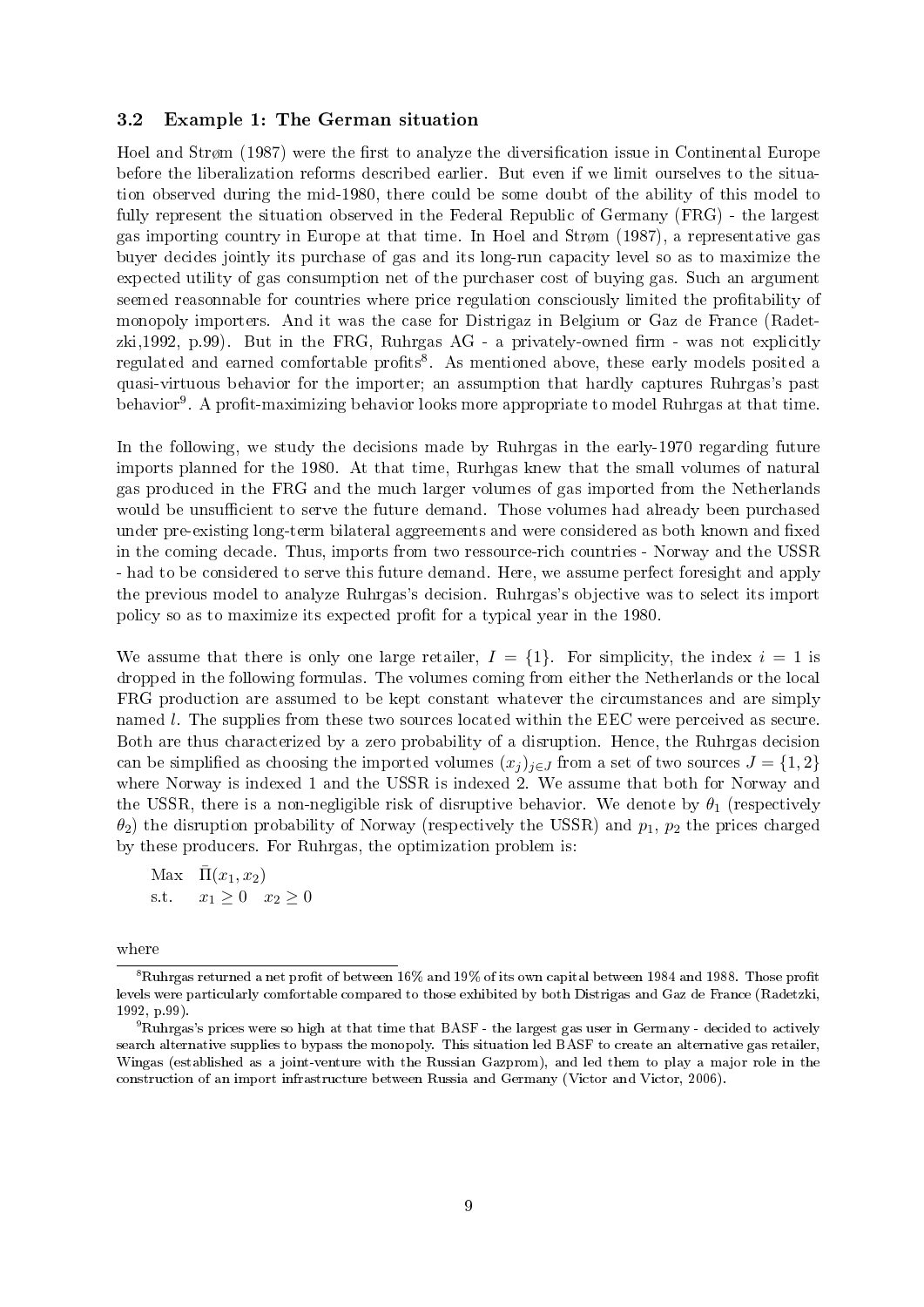### 3.2 Example 1: The German situation

Hoel and Strøm (1987) were the first to analyze the diversification issue in Continental Europe before the liberalization reforms described earlier. But even if we limit ourselves to the situation observed during the mid-1980, there could be some doubt of the ability of this model to fully represent the situation observed in the Federal Republic of Germany (FRG) - the largest gas importing country in Europe at that time. In Hoel and Strøm (1987), a representative gas buyer decides jointly its purchase of gas and its long-run capacity level so as to maximize the expected utility of gas consumption net of the purchaser cost of buying gas. Such an argument seemed reasonnable for countries where price regulation consciously limited the profitability of monopoly importers. And it was the case for Distrigaz in Belgium or Gaz de France (Radetzki,1992, p.99). But in the FRG, Ruhrgas AG - a privately-owned firm - was not explicitly regulated and earned comfortable profits[8]. As mentioned above, these early models posited a quasi-virtuous behavior for the importer; an assumption that hardly captures Ruhrgas's past behavior[9]. A profit-maximizing behavior looks more appropriate to model Ruhrgas at that time.

In the following, we study the decisions made by Ruhrgas in the early-1970 regarding future imports planned for the 1980. At that time, Rurhgas knew that the small volumes of natural gas produced in the FRG and the much larger volumes of gas imported from the Netherlands would be unsufficient to serve the future demand. Those volumes had already been purchased under pre-existing long-term bilateral aggreements and were considered as both known and fixed in the coming decade. Thus, imports from two ressource-rich countries - Norway and the USSR - had to be considered to serve this future demand. Here, we assume perfect foresight and apply the previous model to analyze Ruhrgas's decision. Ruhrgas's objective was to select its import policy so as to maximize its expected profit for a typical year in the 1980.

We assume that there is only one large retailer, $I = \{1\}$. For simplicity, the index $i = 1$ is dropped in the following formulas. The volumes coming from either the Netherlands or the local FRG production are assumed to be kept constant whatever the circumstances and are simply named $l$. The supplies from these two sources located within the EEC were perceived as secure. Both are thus characterized by a zero probability of a disruption. Hence, the Ruhrgas decision can be simplified as choosing the imported volumes $(x_j)_{j \in J}$ from a set of two sources $J = \{1, 2\}$ where Norway is indexed 1 and the USSR is indexed 2. We assume that both for Norway and the USSR, there is a non-negligible risk of disruptive behavior. We denote by $\theta_1$ (respectively $\theta_2$) the disruption probability of Norway (respectively the USSR) and $p_1$, $p_2$ the prices charged by these producers. For Ruhrgas, the optimization problem is:

$$
\begin{aligned}
\text{Max} \quad & \bar{\Pi}(x_1, x_2) \\
\text{s.t.} \quad & x_1 \geq 0 \quad x_2 \geq 0
\end{aligned}
$$

where

[8] Ruhrgas returned a net profit of between 16% and 19% of its own capital between 1984 and 1988. Those profit levels were particularly comfortable compared to those exhibited by both Distrigas and Gaz de France (Radetzki, 1992, p.99).

[9] Ruhrgas's prices were so high at that time that BASF - the largest gas user in Germany - decided to actively search alternative supplies to bypass the monopoly. This situation led BASF to create an alternative gas retailer, Wingas (established as a joint-venture with the Russian Gazprom), and led them to play a major role in the construction of an import infrastructure between Russia and Germany (Victor and Victor, 2006).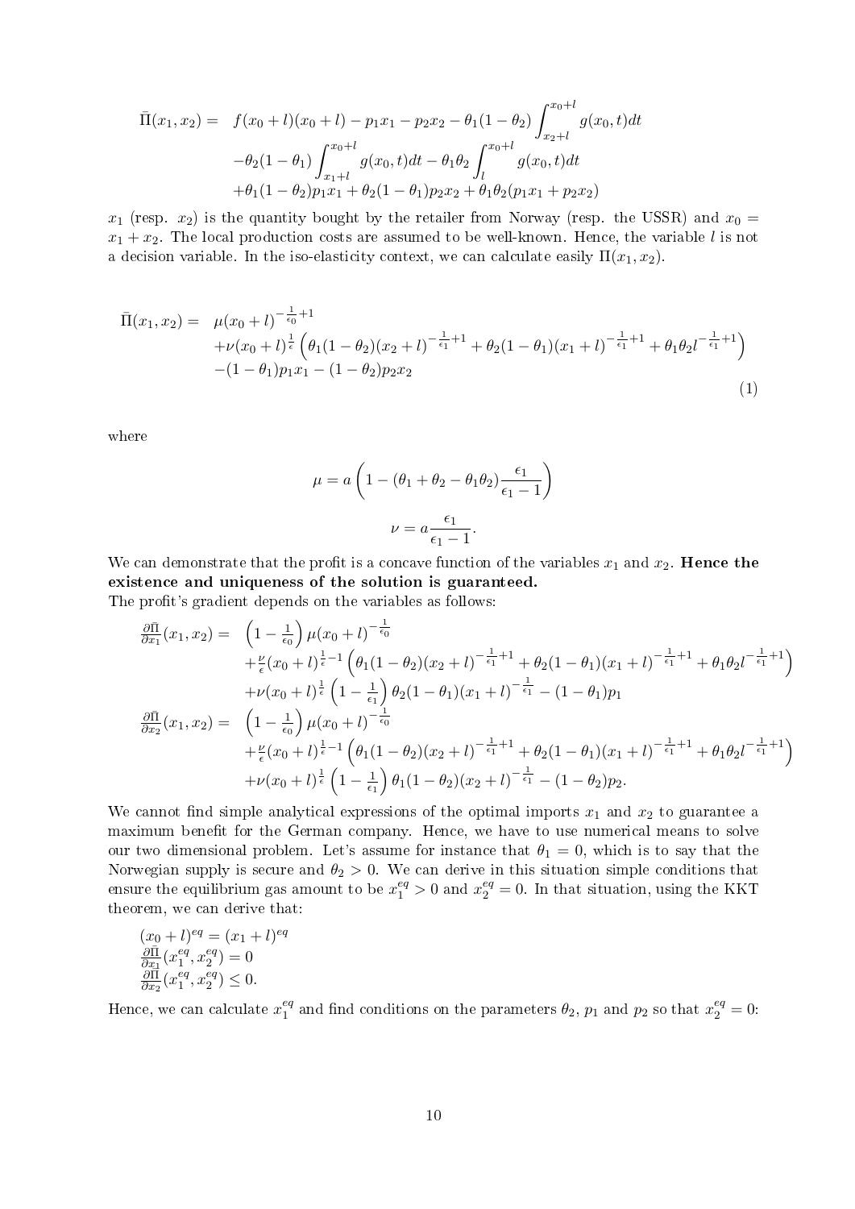$$
\begin{aligned}
\bar{\Pi}(x_1, x_2) = \quad & f(x_0 + l)(x_0 + l) - p_1 x_1 - p_2 x_2 - \theta_1(1 - \theta_2) \int_{x_2 + l}^{x_0 + l} g(x_0, t) dt \\
& - \theta_2(1 - \theta_1) \int_{x_1 + l}^{x_0 + l} g(x_0, t) dt - \theta_1 \theta_2 \int_{l}^{x_0 + l} g(x_0, t) dt \\
& + \theta_1(1 - \theta_2) p_1 x_1 + \theta_2(1 - \theta_1) p_2 x_2 + \theta_1 \theta_2 (p_1 x_1 + p_2 x_2)
\end{aligned}
$$

$x_1$ (resp. $x_2$) is the quantity bought by the retailer from Norway (resp. the USSR) and $x_0 = x_1 + x_2$. The local production costs are assumed to be well-known. Hence, the variable $l$ is not a decision variable. In the iso-elasticity context, we can calculate easily $\Pi(x_1, x_2)$.

$$
\begin{aligned}
\bar{\Pi}(x_1, x_2) = \quad & \mu(x_0 + l)^{-\frac{1}{\epsilon_0} + 1} \\
& + \nu(x_0 + l)^{\frac{1}{\epsilon}} \left( \theta_1(1 - \theta_2)(x_2 + l)^{-\frac{1}{\epsilon_1} + 1} + \theta_2(1 - \theta_1)(x_1 + l)^{-\frac{1}{\epsilon_1} + 1} + \theta_1 \theta_2 l^{-\frac{1}{\epsilon_1} + 1} \right) \\
& - (1 - \theta_1) p_1 x_1 - (1 - \theta_2) p_2 x_2
\end{aligned} \tag{1}
$$

where

$$
\mu = a \left( 1 - (\theta_1 + \theta_2 - \theta_1 \theta_2) \frac{\epsilon_1}{\epsilon_1 - 1} \right)
$$

$$
\nu = a \frac{\epsilon_1}{\epsilon_1 - 1}.
$$

We can demonstrate that the profit is a concave function of the variables $x_1$ and $x_2$. **Hence the existence and uniqueness of the solution is guaranteed.**

The profit's gradient depends on the variables as follows:

$$
\begin{aligned}
\frac{\partial \bar{\Pi}}{\partial x_1}(x_1, x_2) = \quad & \left(1 - \frac{1}{\epsilon_0}\right) \mu (x_0 + l)^{-\frac{1}{\epsilon_0}} \\
& + \frac{\nu}{\epsilon}(x_0 + l)^{\frac{1}{\epsilon} - 1} \left( \theta_1(1 - \theta_2)(x_2 + l)^{-\frac{1}{\epsilon_1} + 1} + \theta_2(1 - \theta_1)(x_1 + l)^{-\frac{1}{\epsilon_1} + 1} + \theta_1 \theta_2 l^{-\frac{1}{\epsilon_1} + 1} \right) \\
& + \nu(x_0 + l)^{\frac{1}{\epsilon}} \left(1 - \frac{1}{\epsilon_1}\right) \theta_2(1 - \theta_1)(x_1 + l)^{-\frac{1}{\epsilon_1}} - (1 - \theta_1) p_1 \\
\frac{\partial \bar{\Pi}}{\partial x_2}(x_1, x_2) = \quad & \left(1 - \frac{1}{\epsilon_0}\right) \mu (x_0 + l)^{-\frac{1}{\epsilon_0}} \\
& + \frac{\nu}{\epsilon}(x_0 + l)^{\frac{1}{\epsilon} - 1} \left( \theta_1(1 - \theta_2)(x_2 + l)^{-\frac{1}{\epsilon_1} + 1} + \theta_2(1 - \theta_1)(x_1 + l)^{-\frac{1}{\epsilon_1} + 1} + \theta_1 \theta_2 l^{-\frac{1}{\epsilon_1} + 1} \right) \\
& + \nu(x_0 + l)^{\frac{1}{\epsilon}} \left(1 - \frac{1}{\epsilon_1}\right) \theta_1(1 - \theta_2)(x_2 + l)^{-\frac{1}{\epsilon_1}} - (1 - \theta_2) p_2.
\end{aligned}
$$

We cannot find simple analytical expressions of the optimal imports $x_1$ and $x_2$ to guarantee a maximum benefit for the German company. Hence, we have to use numerical means to solve our two dimensional problem. Let's assume for instance that $\theta_1 = 0$, which is to say that the Norwegian supply is secure and $\theta_2 > 0$. We can derive in this situation simple conditions that ensure the equilibrium gas amount to be $x_1^{eq} > 0$ and $x_2^{eq} = 0$. In that situation, using the KKT theorem, we can derive that:

$$
\begin{aligned}
& (x_0 + l)^{eq} = (x_1 + l)^{eq} \\
& \frac{\partial \bar{\Pi}}{\partial x_1}(x_1^{eq}, x_2^{eq}) = 0 \\
& \frac{\partial \bar{\Pi}}{\partial x_2}(x_1^{eq}, x_2^{eq}) \leq 0.
\end{aligned}
$$

Hence, we can calculate $x_1^{eq}$ and find conditions on the parameters $\theta_2$, $p_1$ and $p_2$ so that $x_2^{eq} = 0$: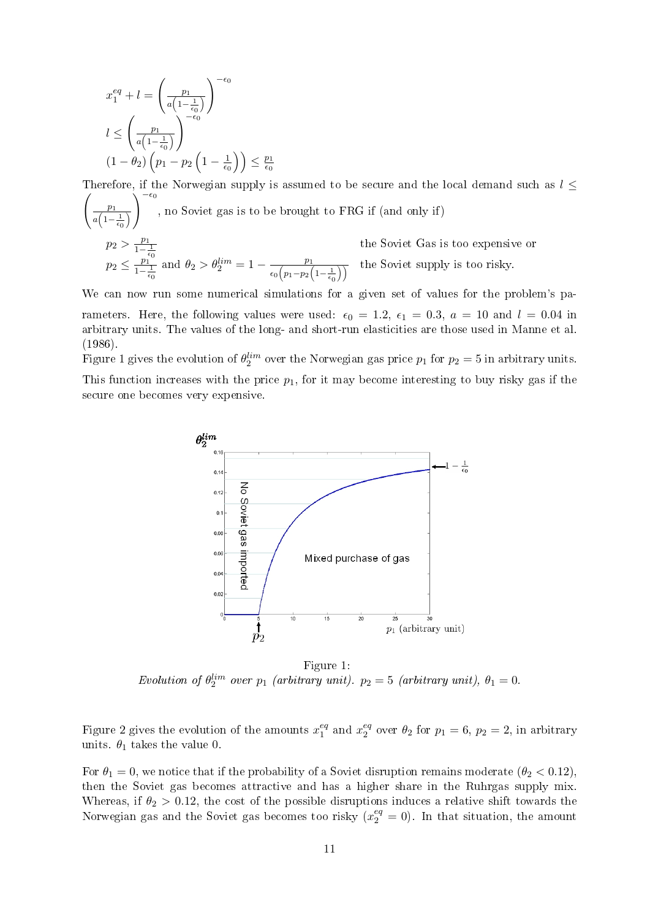$$x_1^{eq} + l = \left(\frac{p_1}{a\left(1-\frac{1}{\epsilon_0}\right)}\right)^{-\epsilon_0}$$

$$l \leq \left(\frac{p_1}{a\left(1-\frac{1}{\epsilon_0}\right)}\right)^{-\epsilon_0}$$

$$(1-\theta_2)\left(p_1 - p_2\left(1-\frac{1}{\epsilon_0}\right)\right) \leq \frac{p_1}{\epsilon_0}$$

Therefore, if the Norwegian supply is assumed to be secure and the local demand such as $l \leq \left(\frac{p_1}{a\left(1-\frac{1}{\epsilon_0}\right)}\right)^{-\epsilon_0}$, no Soviet gas is to be brought to FRG if (and only if)

$p_2 > \frac{p_1}{1-\frac{1}{\epsilon_0}}$ the Soviet Gas is too expensive or

$p_2 \leq \frac{p_1}{1-\frac{1}{\epsilon_0}}$ and $\theta_2 > \theta_2^{lim} = 1 - \frac{p_1}{\epsilon_0\left(p_1 - p_2\left(1-\frac{1}{\epsilon_0}\right)\right)}$ the Soviet supply is too risky.

We can now run some numerical simulations for a given set of values for the problem's parameters. Here, the following values were used: $\epsilon_0 = 1.2$, $\epsilon_1 = 0.3$, $a = 10$ and $l = 0.04$ in arbitrary units. The values of the long- and short-run elasticities are those used in Manne et al. (1986).

Figure 1 gives the evolution of $\theta_2^{lim}$ over the Norwegian gas price $p_1$ for $p_2 = 5$ in arbitrary units. This function increases with the price $p_1$, for it may become interesting to buy risky gas if the secure one becomes very expensive.

Figure 1:
*Evolution of $\theta_2^{lim}$ over $p_1$ (arbitrary unit). $p_2 = 5$ (arbitrary unit), $\theta_1 = 0$.*

Figure 2 gives the evolution of the amounts $x_1^{eq}$ and $x_2^{eq}$ over $\theta_2$ for $p_1 = 6$, $p_2 = 2$, in arbitrary units. $\theta_1$ takes the value 0.

For $\theta_1 = 0$, we notice that if the probability of a Soviet disruption remains moderate ($\theta_2 < 0.12$), then the Soviet gas becomes attractive and has a higher share in the Ruhrgas supply mix. Whereas, if $\theta_2 > 0.12$, the cost of the possible disruptions induces a relative shift towards the Norwegian gas and the Soviet gas becomes too risky ($x_2^{eq} = 0$). In that situation, the amount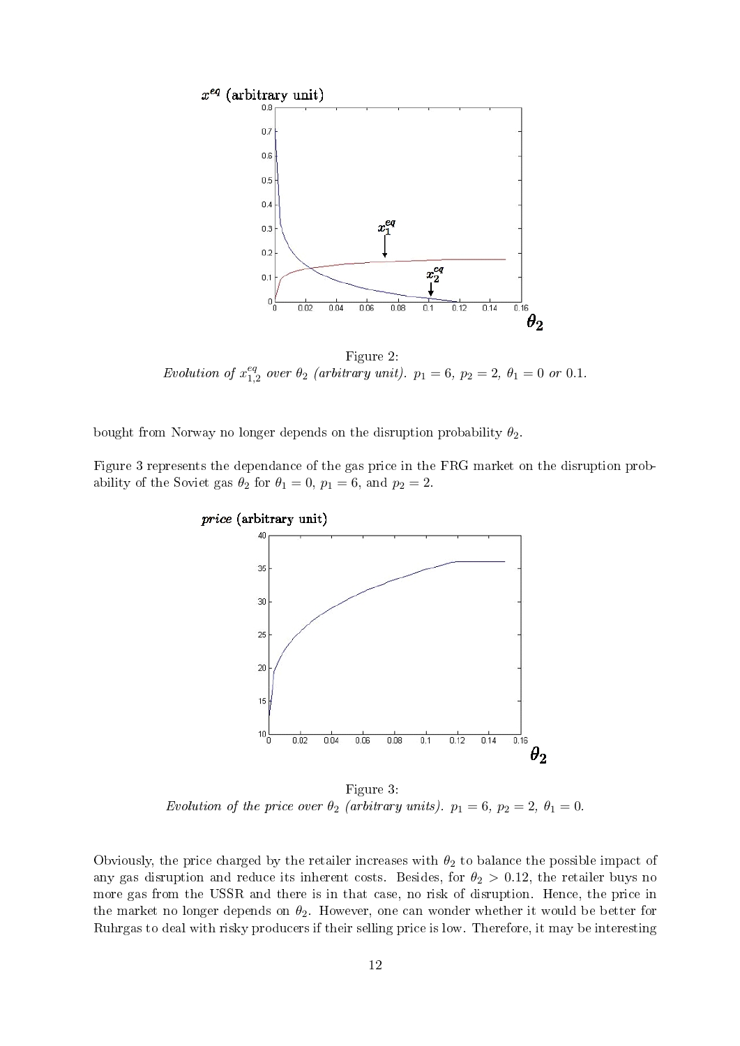Figure 2:
*Evolution of $x_{1,2}^{eq}$ over $\theta_2$ (arbitrary unit). $p_1 = 6$, $p_2 = 2$, $\theta_1 = 0$ or 0.1.*

bought from Norway no longer depends on the disruption probability $\theta_2$.

Figure 3 represents the dependance of the gas price in the FRG market on the disruption probability of the Soviet gas $\theta_2$ for $\theta_1 = 0$, $p_1 = 6$, and $p_2 = 2$.

Figure 3:
*Evolution of the price over $\theta_2$ (arbitrary units). $p_1 = 6$, $p_2 = 2$, $\theta_1 = 0$.*

Obviously, the price charged by the retailer increases with $\theta_2$ to balance the possible impact of any gas disruption and reduce its inherent costs. Besides, for $\theta_2 > 0.12$, the retailer buys no more gas from the USSR and there is in that case, no risk of disruption. Hence, the price in the market no longer depends on $\theta_2$. However, one can wonder whether it would be better for Ruhrgas to deal with risky producers if their selling price is low. Therefore, it may be interesting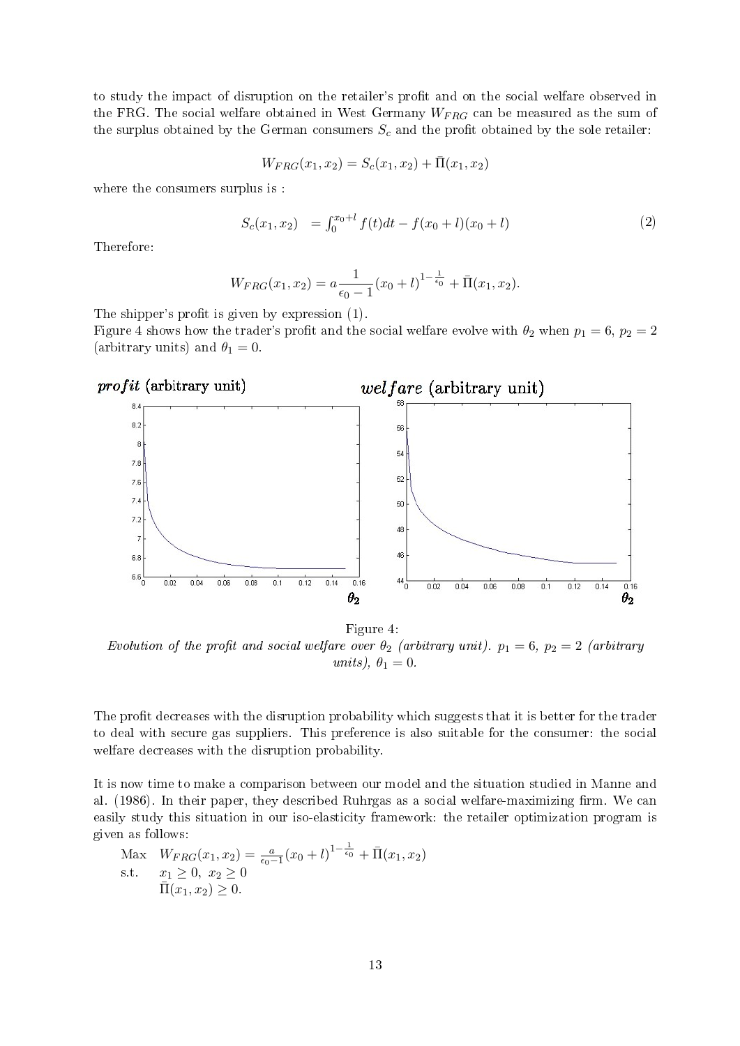to study the impact of disruption on the retailer's profit and on the social welfare observed in the FRG. The social welfare obtained in West Germany $W_{FRG}$ can be measured as the sum of the surplus obtained by the German consumers $S_c$ and the profit obtained by the sole retailer:

$$W_{FRG}(x_1, x_2) = S_c(x_1, x_2) + \bar{\Pi}(x_1, x_2)$$

where the consumers surplus is :

$$S_c(x_1, x_2) \quad = \int_0^{x_0+l} f(t)dt - f(x_0 + l)(x_0 + l) \tag{2}$$

Therefore:

$$W_{FRG}(x_1, x_2) = a\frac{1}{\epsilon_0 - 1}(x_0 + l)^{1-\frac{1}{\epsilon_0}} + \bar{\Pi}(x_1, x_2).$$

The shipper's profit is given by expression (1).
Figure 4 shows how the trader's profit and the social welfare evolve with $\theta_2$ when $p_1 = 6$, $p_2 = 2$ (arbitrary units) and $\theta_1 = 0$.

Figure 4:
*Evolution of the profit and social welfare over $\theta_2$ (arbitrary unit). $p_1 = 6$, $p_2 = 2$ (arbitrary units), $\theta_1 = 0$.*

The profit decreases with the disruption probability which suggests that it is better for the trader to deal with secure gas suppliers. This preference is also suitable for the consumer: the social welfare decreases with the disruption probability.

It is now time to make a comparison between our model and the situation studied in Manne and al. (1986). In their paper, they described Ruhrgas as a social welfare-maximizing firm. We can easily study this situation in our iso-elasticity framework: the retailer optimization program is given as follows:

$$\begin{array}{ll} \text{Max} & W_{FRG}(x_1, x_2) = \frac{a}{\epsilon_0 - 1}(x_0 + l)^{1-\frac{1}{\epsilon_0}} + \bar{\Pi}(x_1, x_2) \\ \text{s.t.} & x_1 \geq 0, \ x_2 \geq 0 \\ & \bar{\Pi}(x_1, x_2) \geq 0. \end{array}$$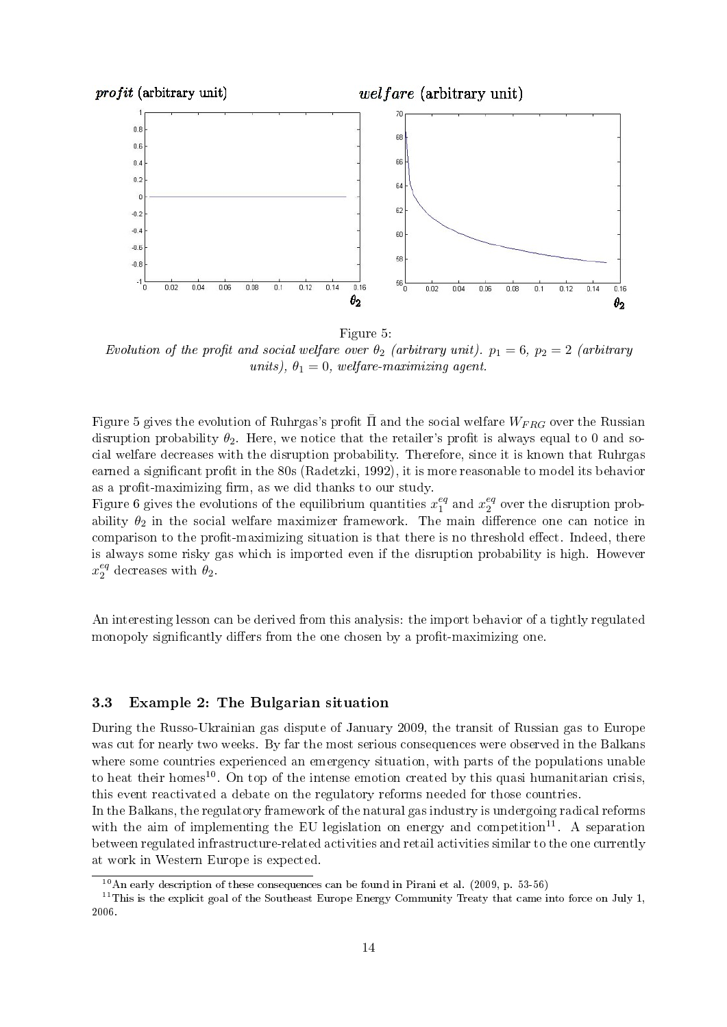Figure 5:
*Evolution of the profit and social welfare over $\theta_2$ (arbitrary unit). $p_1 = 6$, $p_2 = 2$ (arbitrary units), $\theta_1 = 0$, welfare-maximizing agent.*

Figure 5 gives the evolution of Ruhrgas's profit $\bar{\Pi}$ and the social welfare $W_{FRG}$ over the Russian disruption probability $\theta_2$. Here, we notice that the retailer's profit is always equal to 0 and social welfare decreases with the disruption probability. Therefore, since it is known that Ruhrgas earned a significant profit in the 80s (Radetzki, 1992), it is more reasonable to model its behavior as a profit-maximizing firm, as we did thanks to our study.
Figure 6 gives the evolutions of the equilibrium quantities $x_1^{eq}$ and $x_2^{eq}$ over the disruption probability $\theta_2$ in the social welfare maximizer framework. The main difference one can notice in comparison to the profit-maximizing situation is that there is no threshold effect. Indeed, there is always some risky gas which is imported even if the disruption probability is high. However $x_2^{eq}$ decreases with $\theta_2$.

An interesting lesson can be derived from this analysis: the import behavior of a tightly regulated monopoly significantly differs from the one chosen by a profit-maximizing one.

### 3.3 Example 2: The Bulgarian situation

During the Russo-Ukrainian gas dispute of January 2009, the transit of Russian gas to Europe was cut for nearly two weeks. By far the most serious consequences were observed in the Balkans where some countries experienced an emergency situation, with parts of the populations unable to heat their homes[10]. On top of the intense emotion created by this quasi humanitarian crisis, this event reactivated a debate on the regulatory reforms needed for those countries.
In the Balkans, the regulatory framework of the natural gas industry is undergoing radical reforms with the aim of implementing the EU legislation on energy and competition[11]. A separation between regulated infrastructure-related activities and retail activities similar to the one currently at work in Western Europe is expected.

[10] An early description of these consequences can be found in Pirani et al. (2009, p. 53-56)

[11] This is the explicit goal of the Southeast Europe Energy Community Treaty that came into force on July 1, 2006.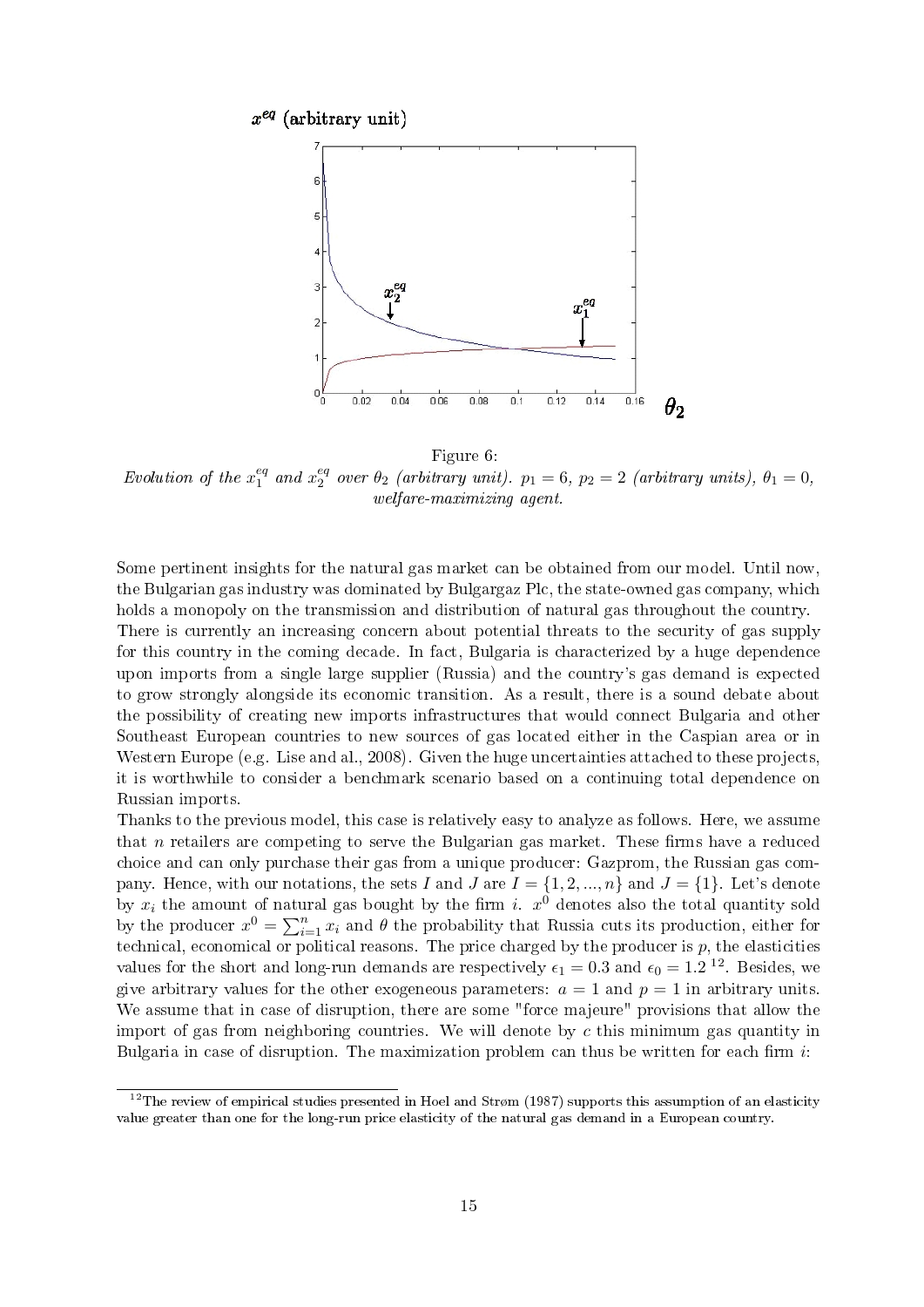Figure 6:
*Evolution of the $x_1^{eq}$ and $x_2^{eq}$ over $\theta_2$ (arbitrary unit). $p_1 = 6$, $p_2 = 2$ (arbitrary units), $\theta_1 = 0$, welfare-maximizing agent.*

Some pertinent insights for the natural gas market can be obtained from our model. Until now, the Bulgarian gas industry was dominated by Bulgargaz Plc, the state-owned gas company, which holds a monopoly on the transmission and distribution of natural gas throughout the country. There is currently an increasing concern about potential threats to the security of gas supply for this country in the coming decade. In fact, Bulgaria is characterized by a huge dependence upon imports from a single large supplier (Russia) and the country's gas demand is expected to grow strongly alongside its economic transition. As a result, there is a sound debate about the possibility of creating new imports infrastructures that would connect Bulgaria and other Southeast European countries to new sources of gas located either in the Caspian area or in Western Europe (e.g. Lise and al., 2008). Given the huge uncertainties attached to these projects, it is worthwhile to consider a benchmark scenario based on a continuing total dependence on Russian imports.

Thanks to the previous model, this case is relatively easy to analyze as follows. Here, we assume that $n$ retailers are competing to serve the Bulgarian gas market. These firms have a reduced choice and can only purchase their gas from a unique producer: Gazprom, the Russian gas company. Hence, with our notations, the sets $I$ and $J$ are $I = \{1, 2, ..., n\}$ and $J = \{1\}$. Let's denote by $x_i$ the amount of natural gas bought by the firm $i$. $x^0$ denotes also the total quantity sold by the producer $x^0 = \sum_{i=1}^{n} x_i$ and $\theta$ the probability that Russia cuts its production, either for technical, economical or political reasons. The price charged by the producer is $p$, the elasticities values for the short and long-run demands are respectively $\epsilon_1 = 0.3$ and $\epsilon_0 = 1.2$ [12]. Besides, we give arbitrary values for the other exogeneous parameters: $a = 1$ and $p = 1$ in arbitrary units. We assume that in case of disruption, there are some "force majeure" provisions that allow the import of gas from neighboring countries. We will denote by $c$ this minimum gas quantity in Bulgaria in case of disruption. The maximization problem can thus be written for each firm $i$:

[12] The review of empirical studies presented in Hoel and Strøm (1987) supports this assumption of an elasticity value greater than one for the long-run price elasticity of the natural gas demand in a European country.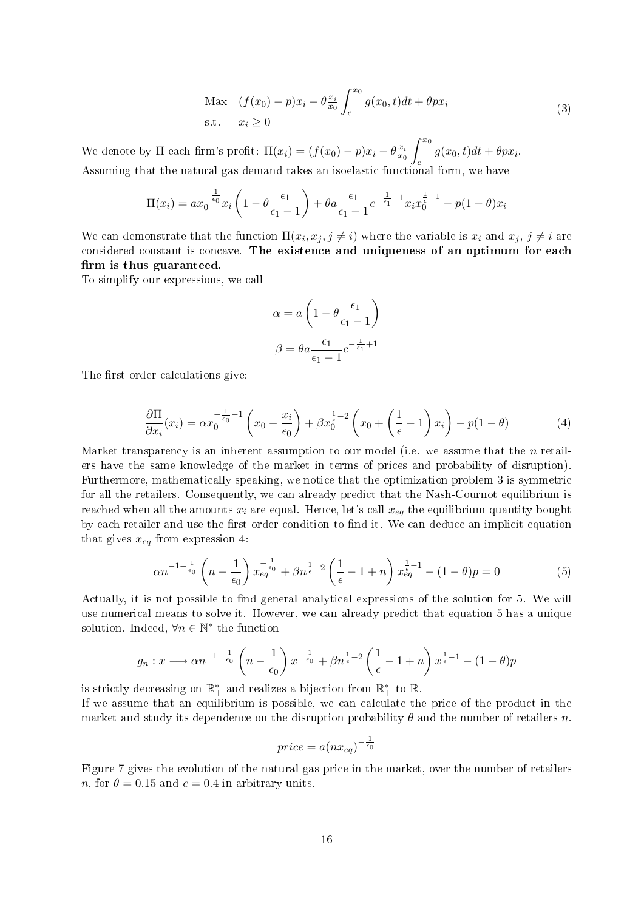$$
\begin{array}{ll}
\text{Max} & (f(x_0) - p)x_i - \theta \frac{x_i}{x_0} \int_c^{x_0} g(x_0, t)dt + \theta p x_i \\
\text{s.t.} & x_i \geq 0
\end{array}
\tag{3}
$$

We denote by $\Pi$ each firm's profit: $\Pi(x_i) = (f(x_0) - p)x_i - \theta \frac{x_i}{x_0} \int_c^{x_0} g(x_0, t)dt + \theta p x_i$.
Assuming that the natural gas demand takes an isoelastic functional form, we have

$$
\Pi(x_i) = a x_0^{-\frac{1}{\epsilon_0}} x_i \left(1 - \theta \frac{\epsilon_1}{\epsilon_1 - 1}\right) + \theta a \frac{\epsilon_1}{\epsilon_1 - 1} c^{-\frac{1}{\epsilon_1}+1} x_i x_0^{\frac{1}{\epsilon}-1} - p(1-\theta)x_i
$$

We can demonstrate that the function $\Pi(x_i, x_j, j \neq i)$ where the variable is $x_i$ and $x_j$, $j \neq i$ are considered constant is concave. **The existence and uniqueness of an optimum for each firm is thus guaranteed.**
To simplify our expressions, we call

$$
\alpha = a\left(1 - \theta \frac{\epsilon_1}{\epsilon_1 - 1}\right)
$$

$$
\beta = \theta a \frac{\epsilon_1}{\epsilon_1 - 1} c^{-\frac{1}{\epsilon_1}+1}
$$

The first order calculations give:

$$
\frac{\partial \Pi}{\partial x_i}(x_i) = \alpha x_0^{-\frac{1}{\epsilon_0}-1}\left(x_0 - \frac{x_i}{\epsilon_0}\right) + \beta x_0^{\frac{1}{\epsilon}-2}\left(x_0 + \left(\frac{1}{\epsilon} - 1\right)x_i\right) - p(1-\theta)
\tag{4}
$$

Market transparency is an inherent assumption to our model (i.e. we assume that the $n$ retailers have the same knowledge of the market in terms of prices and probability of disruption). Furthermore, mathematically speaking, we notice that the optimization problem 3 is symmetric for all the retailers. Consequently, we can already predict that the Nash-Cournot equilibrium is reached when all the amounts $x_i$ are equal. Hence, let's call $x_{eq}$ the equilibrium quantity bought by each retailer and use the first order condition to find it. We can deduce an implicit equation that gives $x_{eq}$ from expression 4:

$$
\alpha n^{-1-\frac{1}{\epsilon_0}}\left(n - \frac{1}{\epsilon_0}\right) x_{eq}^{-\frac{1}{\epsilon_0}} + \beta n^{\frac{1}{\epsilon}-2}\left(\frac{1}{\epsilon} - 1 + n\right) x_{eq}^{\frac{1}{\epsilon}-1} - (1-\theta)p = 0
\tag{5}
$$

Actually, it is not possible to find general analytical expressions of the solution for 5. We will use numerical means to solve it. However, we can already predict that equation 5 has a unique solution. Indeed, $\forall n \in \mathbb{N}^*$ the function

$$
g_n : x \longrightarrow \alpha n^{-1-\frac{1}{\epsilon_0}}\left(n - \frac{1}{\epsilon_0}\right) x^{-\frac{1}{\epsilon_0}} + \beta n^{\frac{1}{\epsilon}-2}\left(\frac{1}{\epsilon} - 1 + n\right) x^{\frac{1}{\epsilon}-1} - (1-\theta)p
$$

is strictly decreasing on $\mathbb{R}_+^*$ and realizes a bijection from $\mathbb{R}_+^*$ to $\mathbb{R}$.
If we assume that an equilibrium is possible, we can calculate the price of the product in the market and study its dependence on the disruption probability $\theta$ and the number of retailers $n$.

$$
price = a(n x_{eq})^{-\frac{1}{\epsilon_0}}
$$

Figure 7 gives the evolution of the natural gas price in the market, over the number of retailers $n$, for $\theta = 0.15$ and $c = 0.4$ in arbitrary units.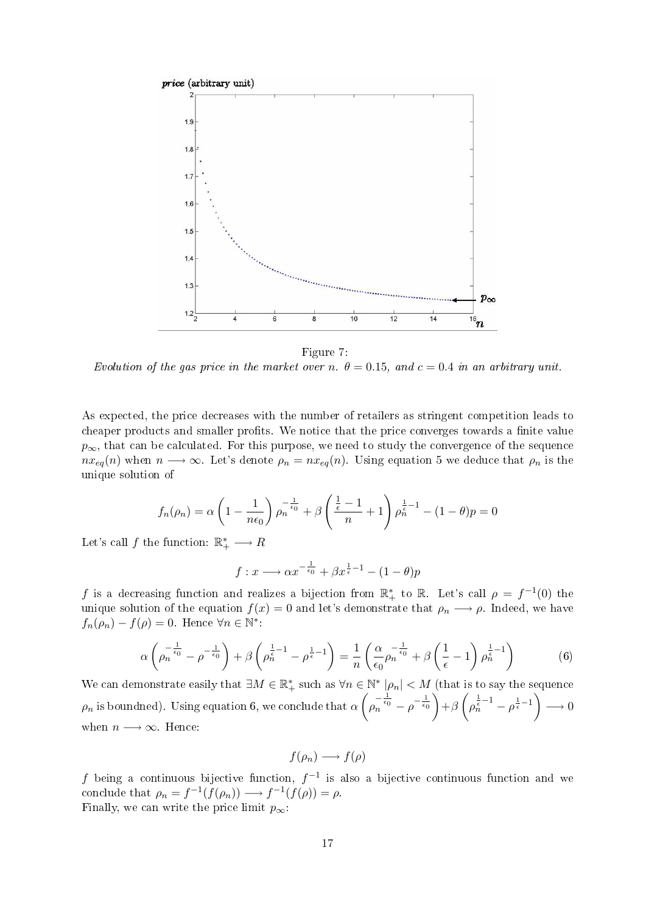Figure 7:
*Evolution of the gas price in the market over n. $\theta = 0.15$, and $c = 0.4$ in an arbitrary unit.*

As expected, the price decreases with the number of retailers as stringent competition leads to cheaper products and smaller profits. We notice that the price converges towards a finite value $p_\infty$, that can be calculated. For this purpose, we need to study the convergence of the sequence $nx_{eq}(n)$ when $n \longrightarrow \infty$. Let's denote $\rho_n = nx_{eq}(n)$. Using equation 5 we deduce that $\rho_n$ is the unique solution of

$$f_n(\rho_n) = \alpha \left(1 - \frac{1}{n\epsilon_0}\right) \rho_n^{-\frac{1}{\epsilon_0}} + \beta \left(\frac{\frac{1}{\epsilon} - 1}{n} + 1\right) \rho_n^{\frac{1}{\epsilon}-1} - (1-\theta)p = 0$$

Let's call $f$ the function: $\mathbb{R}_+^* \longrightarrow R$

$$f : x \longrightarrow \alpha x^{-\frac{1}{\epsilon_0}} + \beta x^{\frac{1}{\epsilon}-1} - (1-\theta)p$$

$f$ is a decreasing function and realizes a bijection from $\mathbb{R}_+^*$ to $\mathbb{R}$. Let's call $\rho = f^{-1}(0)$ the unique solution of the equation $f(x) = 0$ and let's demonstrate that $\rho_n \longrightarrow \rho$. Indeed, we have $f_n(\rho_n) - f(\rho) = 0$. Hence $\forall n \in \mathbb{N}^*$:

$$\alpha \left(\rho_n^{-\frac{1}{\epsilon_0}} - \rho^{-\frac{1}{\epsilon_0}}\right) + \beta \left(\rho_n^{\frac{1}{\epsilon}-1} - \rho^{\frac{1}{\epsilon}-1}\right) = \frac{1}{n} \left(\frac{\alpha}{\epsilon_0} \rho_n^{-\frac{1}{\epsilon_0}} + \beta \left(\frac{1}{\epsilon} - 1\right) \rho_n^{\frac{1}{\epsilon}-1}\right) \tag{6}$$

We can demonstrate easily that $\exists M \in \mathbb{R}_+^*$ such as $\forall n \in \mathbb{N}^*$ $|\rho_n| < M$ (that is to say the sequence $\rho_n$ is boundned). Using equation 6, we conclude that $\alpha \left(\rho_n^{-\frac{1}{\epsilon_0}} - \rho^{-\frac{1}{\epsilon_0}}\right) + \beta \left(\rho_n^{\frac{1}{\epsilon}-1} - \rho^{\frac{1}{\epsilon}-1}\right) \longrightarrow 0$ when $n \longrightarrow \infty$. Hence:

$$f(\rho_n) \longrightarrow f(\rho)$$

$f$ being a continuous bijective function, $f^{-1}$ is also a bijective continuous function and we conclude that $\rho_n = f^{-1}(f(\rho_n)) \longrightarrow f^{-1}(f(\rho)) = \rho$.
Finally, we can write the price limit $p_\infty$: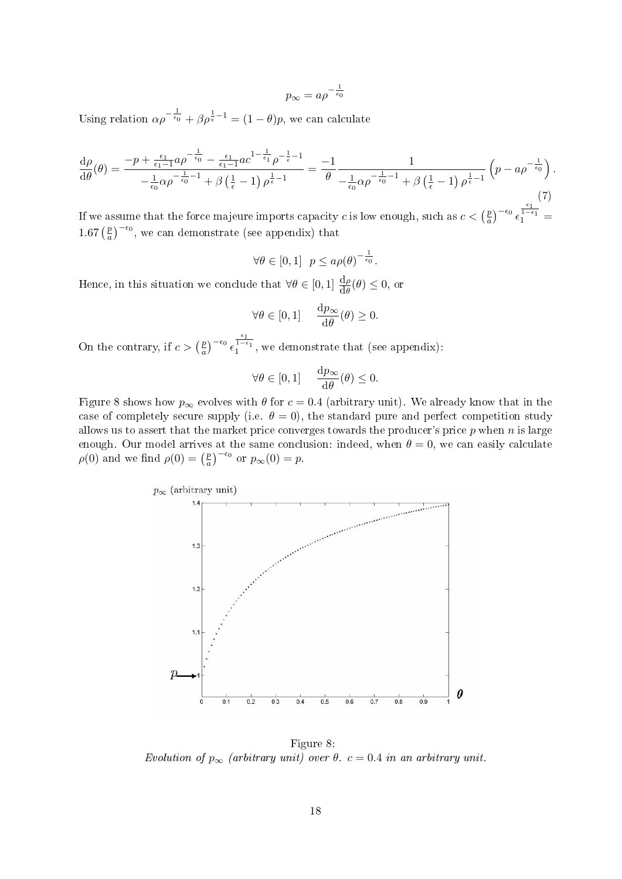$$p_\infty = a\rho^{-\frac{1}{\epsilon_0}}$$

Using relation $\alpha\rho^{-\frac{1}{\epsilon_0}} + \beta\rho^{\frac{1}{\epsilon}-1} = (1-\theta)p$, we can calculate

$$\frac{\mathrm{d}\rho}{\mathrm{d}\theta}(\theta) = \frac{-p + \frac{\epsilon_1}{\epsilon_1 - 1}a\rho^{-\frac{1}{\epsilon_0}} - \frac{\epsilon_1}{\epsilon_1 - 1}ac^{1-\frac{1}{\epsilon_1}}\rho^{-\frac{1}{\epsilon}-1}}{-\frac{1}{\epsilon_0}\alpha\rho^{-\frac{1}{\epsilon_0}-1} + \beta\left(\frac{1}{\epsilon}-1\right)\rho^{\frac{1}{\epsilon}-1}} = \frac{-1}{\theta}\frac{1}{-\frac{1}{\epsilon_0}\alpha\rho^{-\frac{1}{\epsilon_0}-1} + \beta\left(\frac{1}{\epsilon}-1\right)\rho^{\frac{1}{\epsilon}-1}}\left(p - a\rho^{-\frac{1}{\epsilon_0}}\right). \tag{7}$$

If we assume that the force majeure imports capacity $c$ is low enough, such as $c < \left(\frac{p}{a}\right)^{-\epsilon_0}\epsilon_1^{\frac{\epsilon_1}{1-\epsilon_1}} = 1.67\left(\frac{p}{a}\right)^{-\epsilon_0}$, we can demonstrate (see appendix) that

$$\forall\theta\in[0,1] \quad p \leq a\rho(\theta)^{-\frac{1}{\epsilon_0}}.$$

Hence, in this situation we conclude that $\forall\theta\in[0,1]$ $\frac{\mathrm{d}\rho}{\mathrm{d}\theta}(\theta) \leq 0$, or

$$\forall\theta\in[0,1] \quad \frac{\mathrm{d}p_\infty}{\mathrm{d}\theta}(\theta) \geq 0.$$

On the contrary, if $c > \left(\frac{p}{a}\right)^{-\epsilon_0}\epsilon_1^{\frac{\epsilon_1}{1-\epsilon_1}}$, we demonstrate that (see appendix):

$$\forall\theta\in[0,1] \quad \frac{\mathrm{d}p_\infty}{\mathrm{d}\theta}(\theta) \leq 0.$$

Figure 8 shows how $p_\infty$ evolves with $\theta$ for $c = 0.4$ (arbitrary unit). We already know that in the case of completely secure supply (i.e. $\theta = 0$), the standard pure and perfect competition study allows us to assert that the market price converges towards the producer's price $p$ when $n$ is large enough. Our model arrives at the same conclusion: indeed, when $\theta = 0$, we can easily calculate $\rho(0)$ and we find $\rho(0) = \left(\frac{p}{a}\right)^{-\epsilon_0}$ or $p_\infty(0) = p$.

Figure 8:
*Evolution of $p_\infty$ (arbitrary unit) over $\theta$. $c = 0.4$ in an arbitrary unit.*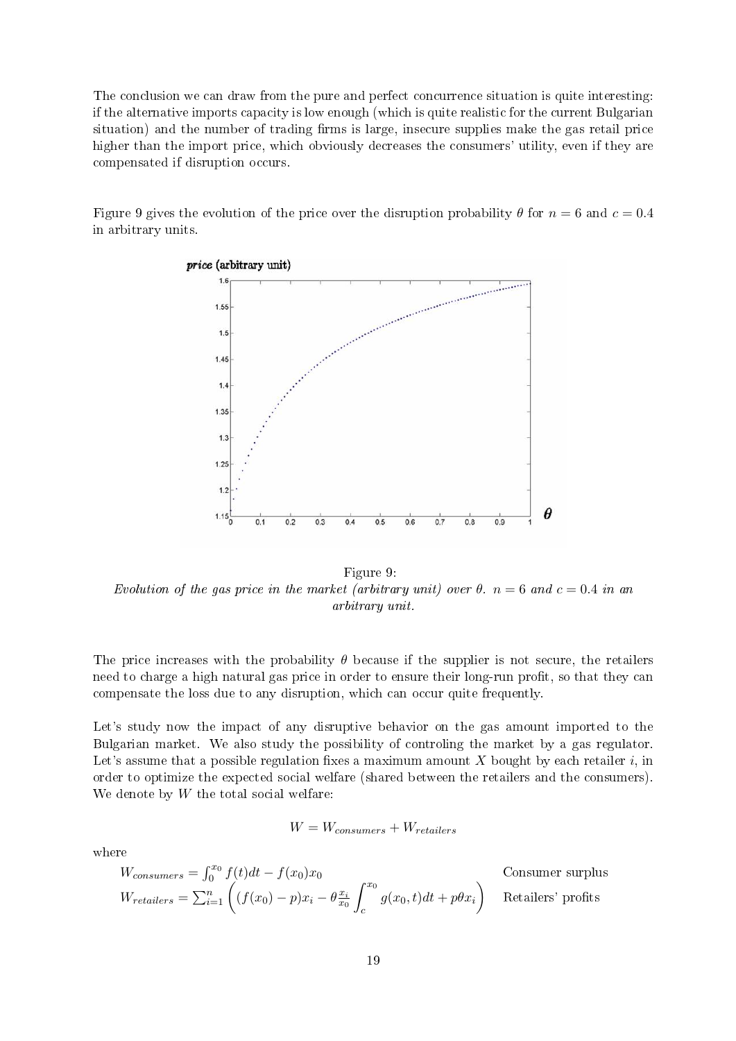The conclusion we can draw from the pure and perfect concurrence situation is quite interesting: if the alternative imports capacity is low enough (which is quite realistic for the current Bulgarian situation) and the number of trading firms is large, insecure supplies make the gas retail price higher than the import price, which obviously decreases the consumers' utility, even if they are compensated if disruption occurs.

Figure 9 gives the evolution of the price over the disruption probability $\theta$ for $n = 6$ and $c = 0.4$ in arbitrary units.

Figure 9:
*Evolution of the gas price in the market (arbitrary unit) over $\theta$. $n = 6$ and $c = 0.4$ in an arbitrary unit.*

The price increases with the probability $\theta$ because if the supplier is not secure, the retailers need to charge a high natural gas price in order to ensure their long-run profit, so that they can compensate the loss due to any disruption, which can occur quite frequently.

Let's study now the impact of any disruptive behavior on the gas amount imported to the Bulgarian market. We also study the possibility of controling the market by a gas regulator. Let's assume that a possible regulation fixes a maximum amount $X$ bought by each retailer $i$, in order to optimize the expected social welfare (shared between the retailers and the consumers). We denote by $W$ the total social welfare:

$$W = W_{consumers} + W_{retailers}$$

where

$$W_{consumers} = \int_0^{x_0} f(t)dt - f(x_0)x_0 \qquad \text{Consumer surplus}$$

$$W_{retailers} = \sum_{i=1}^{n} \left( (f(x_0) - p)x_i - \theta \frac{x_i}{x_0} \int_c^{x_0} g(x_0, t)dt + p\theta x_i \right) \qquad \text{Retailers' profits}$$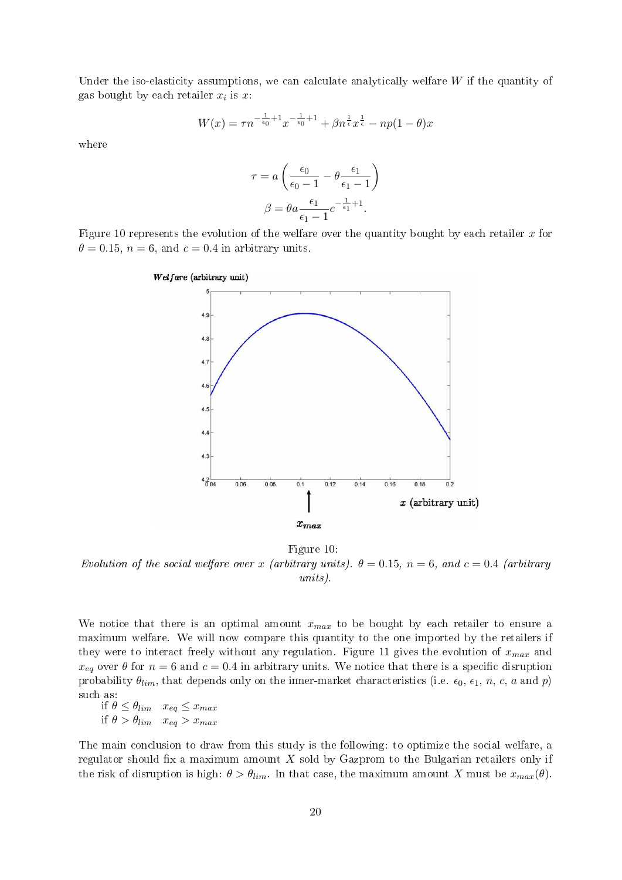Under the iso-elasticity assumptions, we can calculate analytically welfare $W$ if the quantity of gas bought by each retailer $x_i$ is $x$:

$$W(x) = \tau n^{-\frac{1}{\epsilon_0}+1} x^{-\frac{1}{\epsilon_0}+1} + \beta n^{\frac{1}{\epsilon}} x^{\frac{1}{\epsilon}} - np(1-\theta)x$$

where

$$\tau = a\left(\frac{\epsilon_0}{\epsilon_0 - 1} - \theta \frac{\epsilon_1}{\epsilon_1 - 1}\right)$$

$$\beta = \theta a \frac{\epsilon_1}{\epsilon_1 - 1} c^{-\frac{1}{\epsilon_1}+1}.$$

Figure 10 represents the evolution of the welfare over the quantity bought by each retailer $x$ for $\theta = 0.15$, $n = 6$, and $c = 0.4$ in arbitrary units.

Figure 10:
*Evolution of the social welfare over $x$ (arbitrary units). $\theta = 0.15$, $n = 6$, and $c = 0.4$ (arbitrary units).*

We notice that there is an optimal amount $x_{max}$ to be bought by each retailer to ensure a maximum welfare. We will now compare this quantity to the one imported by the retailers if they were to interact freely without any regulation. Figure 11 gives the evolution of $x_{max}$ and $x_{eq}$ over $\theta$ for $n = 6$ and $c = 0.4$ in arbitrary units. We notice that there is a specific disruption probability $\theta_{lim}$, that depends only on the inner-market characteristics (i.e. $\epsilon_0$, $\epsilon_1$, $n$, $c$, $a$ and $p$) such as:

if $\theta \leq \theta_{lim}$ $\quad x_{eq} \leq x_{max}$
if $\theta > \theta_{lim}$ $\quad x_{eq} > x_{max}$

The main conclusion to draw from this study is the following: to optimize the social welfare, a regulator should fix a maximum amount $X$ sold by Gazprom to the Bulgarian retailers only if the risk of disruption is high: $\theta > \theta_{lim}$. In that case, the maximum amount $X$ must be $x_{max}(\theta)$.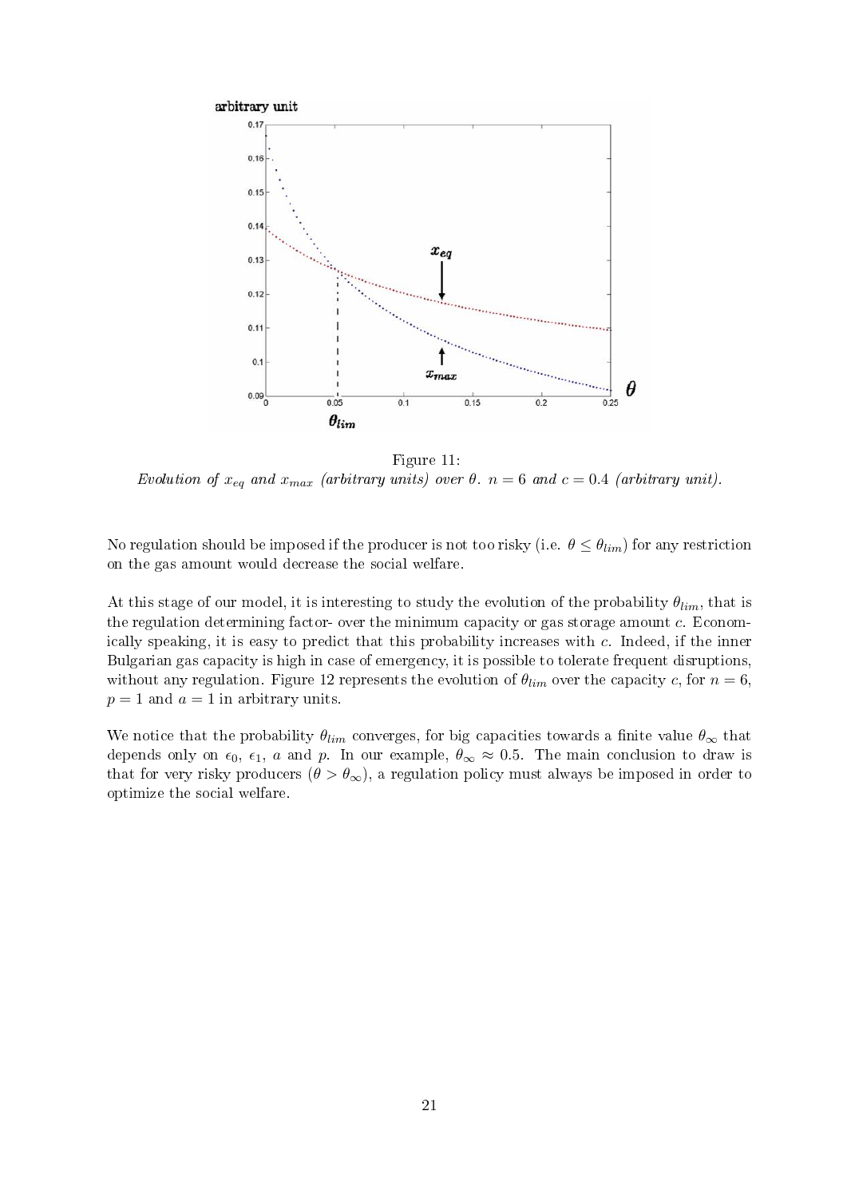Figure 11:
*Evolution of $x_{eq}$ and $x_{max}$ (arbitrary units) over $\theta$. $n = 6$ and $c = 0.4$ (arbitrary unit).*

No regulation should be imposed if the producer is not too risky (i.e. $\theta \leq \theta_{lim}$) for any restriction on the gas amount would decrease the social welfare.

At this stage of our model, it is interesting to study the evolution of the probability $\theta_{lim}$, that is the regulation determining factor- over the minimum capacity or gas storage amount $c$. Economically speaking, it is easy to predict that this probability increases with $c$. Indeed, if the inner Bulgarian gas capacity is high in case of emergency, it is possible to tolerate frequent disruptions, without any regulation. Figure 12 represents the evolution of $\theta_{lim}$ over the capacity $c$, for $n = 6$, $p = 1$ and $a = 1$ in arbitrary units.

We notice that the probability $\theta_{lim}$ converges, for big capacities towards a finite value $\theta_{\infty}$ that depends only on $\epsilon_0$, $\epsilon_1$, $a$ and $p$. In our example, $\theta_{\infty} \approx 0.5$. The main conclusion to draw is that for very risky producers ($\theta > \theta_{\infty}$), a regulation policy must always be imposed in order to optimize the social welfare.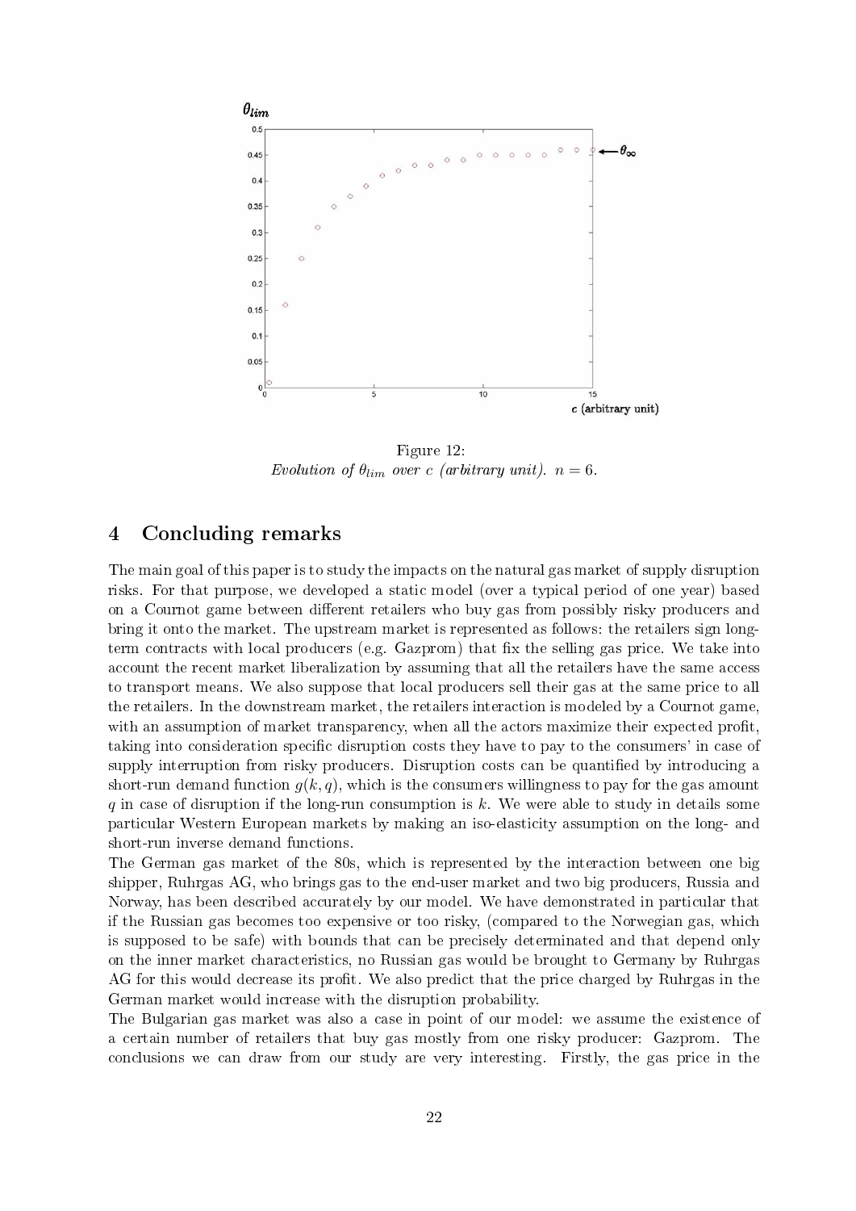Figure 12:
*Evolution of $\theta_{lim}$ over $c$ (arbitrary unit). $n = 6$.*

## 4 Concluding remarks

The main goal of this paper is to study the impacts on the natural gas market of supply disruption risks. For that purpose, we developed a static model (over a typical period of one year) based on a Cournot game between different retailers who buy gas from possibly risky producers and bring it onto the market. The upstream market is represented as follows: the retailers sign long-term contracts with local producers (e.g. Gazprom) that fix the selling gas price. We take into account the recent market liberalization by assuming that all the retailers have the same access to transport means. We also suppose that local producers sell their gas at the same price to all the retailers. In the downstream market, the retailers interaction is modeled by a Cournot game, with an assumption of market transparency, when all the actors maximize their expected profit, taking into consideration specific disruption costs they have to pay to the consumers' in case of supply interruption from risky producers. Disruption costs can be quantified by introducing a short-run demand function $g(k, q)$, which is the consumers willingness to pay for the gas amount $q$ in case of disruption if the long-run consumption is $k$. We were able to study in details some particular Western European markets by making an iso-elasticity assumption on the long- and short-run inverse demand functions.

The German gas market of the 80s, which is represented by the interaction between one big shipper, Ruhrgas AG, who brings gas to the end-user market and two big producers, Russia and Norway, has been described accurately by our model. We have demonstrated in particular that if the Russian gas becomes too expensive or too risky, (compared to the Norwegian gas, which is supposed to be safe) with bounds that can be precisely determinated and that depend only on the inner market characteristics, no Russian gas would be brought to Germany by Ruhrgas AG for this would decrease its profit. We also predict that the price charged by Ruhrgas in the German market would increase with the disruption probability.

The Bulgarian gas market was also a case in point of our model: we assume the existence of a certain number of retailers that buy gas mostly from one risky producer: Gazprom. The conclusions we can draw from our study are very interesting. Firstly, the gas price in the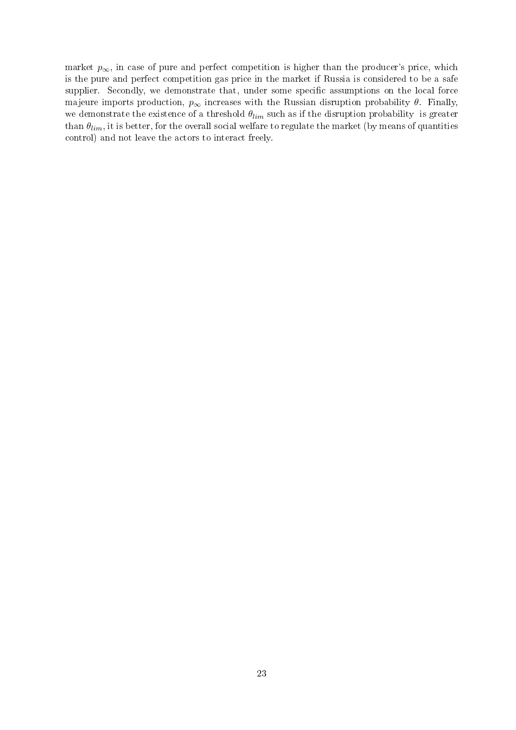market $p_\infty$, in case of pure and perfect competition is higher than the producer's price, which is the pure and perfect competition gas price in the market if Russia is considered to be a safe supplier. Secondly, we demonstrate that, under some specific assumptions on the local force majeure imports production, $p_\infty$ increases with the Russian disruption probability $\theta$. Finally, we demonstrate the existence of a threshold $\theta_{lim}$ such as if the disruption probability is greater than $\theta_{lim}$, it is better, for the overall social welfare to regulate the market (by means of quantities control) and not leave the actors to interact freely.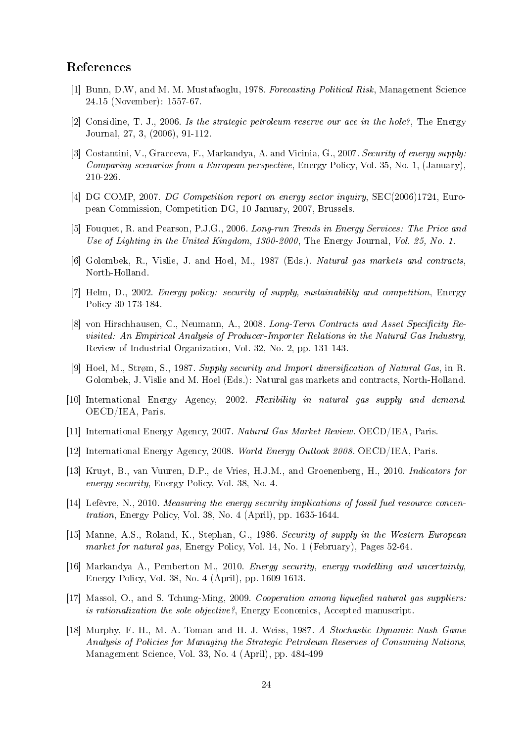## References

[1] Bunn, D.W, and M. M. Mustafaoglu, 1978. *Forecasting Political Risk*, Management Science 24.15 (November): 1557-67.

[2] Considine, T. J., 2006. *Is the strategic petroleum reserve our ace in the hole?*, The Energy Journal, 27, 3, (2006), 91-112.

[3] Costantini, V., Gracceva, F., Markandya, A. and Vicinia, G., 2007. *Security of energy supply: Comparing scenarios from a European perspective*, Energy Policy, Vol. 35, No. 1, (January), 210-226.

[4] DG COMP, 2007. *DG Competition report on energy sector inquiry*, SEC(2006)1724, European Commission, Competition DG, 10 January, 2007, Brussels.

[5] Fouquet, R. and Pearson, P.J.G., 2006. *Long-run Trends in Energy Services: The Price and Use of Lighting in the United Kingdom, 1300-2000*, The Energy Journal, *Vol. 25, No. 1*.

[6] Golombek, R., Vislie, J. and Hoel, M., 1987 (Eds.). *Natural gas markets and contracts*, North-Holland.

[7] Helm, D., 2002. *Energy policy: security of supply, sustainability and competition*, Energy Policy 30 173-184.

[8] von Hirschhausen, C., Neumann, A., 2008. *Long-Term Contracts and Asset Specificity Revisited: An Empirical Analysis of Producer-Importer Relations in the Natural Gas Industry*, Review of Industrial Organization, Vol. 32, No. 2, pp. 131-143.

[9] Hoel, M., Strøm, S., 1987. *Supply security and Import diversification of Natural Gas*, in R. Golombek, J. Vislie and M. Hoel (Eds.): Natural gas markets and contracts, North-Holland.

[10] International Energy Agency, 2002. *Flexibility in natural gas supply and demand*. OECD/IEA, Paris.

[11] International Energy Agency, 2007. *Natural Gas Market Review*. OECD/IEA, Paris.

[12] International Energy Agency, 2008. *World Energy Outlook 2008*. OECD/IEA, Paris.

[13] Kruyt, B., van Vuuren, D.P., de Vries, H.J.M., and Groenenberg, H., 2010. *Indicators for energy security*, Energy Policy, Vol. 38, No. 4.

[14] Lefèvre, N., 2010. *Measuring the energy security implications of fossil fuel resource concentration*, Energy Policy, Vol. 38, No. 4 (April), pp. 1635-1644.

[15] Manne, A.S., Roland, K., Stephan, G., 1986. *Security of supply in the Western European market for natural gas*, Energy Policy, Vol. 14, No. 1 (February), Pages 52-64.

[16] Markandya A., Pemberton M., 2010. *Energy security, energy modelling and uncertainty*, Energy Policy, Vol. 38, No. 4 (April), pp. 1609-1613.

[17] Massol, O., and S. Tchung-Ming, 2009. *Cooperation among liquefied natural gas suppliers: is rationalization the sole objective?*, Energy Economics, Accepted manuscript.

[18] Murphy, F. H., M. A. Toman and H. J. Weiss, 1987. *A Stochastic Dynamic Nash Game Analysis of Policies for Managing the Strategic Petroleum Reserves of Consuming Nations*, Management Science, Vol. 33, No. 4 (April), pp. 484-499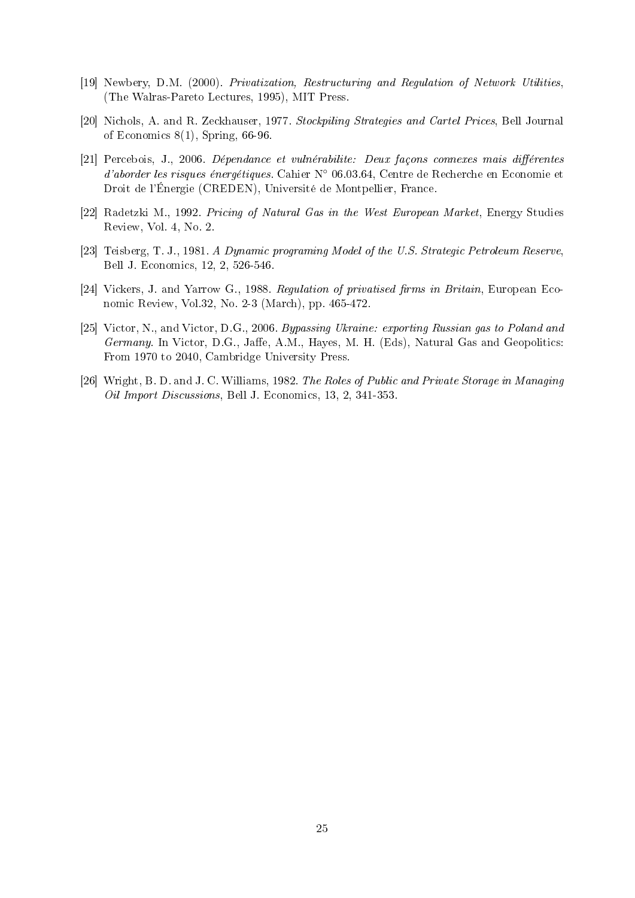[19] Newbery, D.M. (2000). *Privatization, Restructuring and Regulation of Network Utilities*, (The Walras-Pareto Lectures, 1995), MIT Press.

[20] Nichols, A. and R. Zeckhauser, 1977. *Stockpiling Strategies and Cartel Prices*, Bell Journal of Economics 8(1), Spring, 66-96.

[21] Percebois, J., 2006. *Dépendance et vulnérabilite: Deux façons connexes mais différentes d'aborder les risques énergétiques*. Cahier N° 06.03.64, Centre de Recherche en Economie et Droit de l'Énergie (CREDEN), Université de Montpellier, France.

[22] Radetzki M., 1992. *Pricing of Natural Gas in the West European Market*, Energy Studies Review, Vol. 4, No. 2.

[23] Teisberg, T. J., 1981. *A Dynamic programing Model of the U.S. Strategic Petroleum Reserve*, Bell J. Economics, 12, 2, 526-546.

[24] Vickers, J. and Yarrow G., 1988. *Regulation of privatised firms in Britain*, European Economic Review, Vol.32, No. 2-3 (March), pp. 465-472.

[25] Victor, N., and Victor, D.G., 2006. *Bypassing Ukraine: exporting Russian gas to Poland and Germany*. In Victor, D.G., Jaffe, A.M., Hayes, M. H. (Eds), Natural Gas and Geopolitics: From 1970 to 2040, Cambridge University Press.

[26] Wright, B. D. and J. C. Williams, 1982. *The Roles of Public and Private Storage in Managing Oil Import Discussions*, Bell J. Economics, 13, 2, 341-353.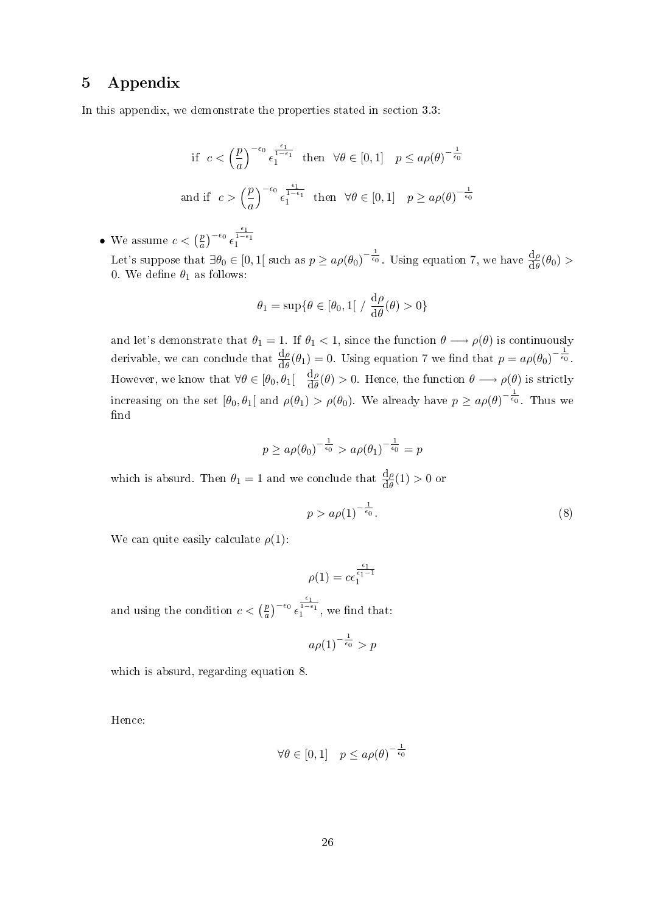# 5 Appendix

In this appendix, we demonstrate the properties stated in section 3.3:

$$\text{if} \quad c < \left(\frac{p}{a}\right)^{-\epsilon_0} \epsilon_1^{\frac{\epsilon_1}{1-\epsilon_1}} \quad \text{then} \quad \forall \theta \in [0,1] \quad p \leq a\rho(\theta)^{-\frac{1}{\epsilon_0}}$$

$$\text{and if} \quad c > \left(\frac{p}{a}\right)^{-\epsilon_0} \epsilon_1^{\frac{\epsilon_1}{1-\epsilon_1}} \quad \text{then} \quad \forall \theta \in [0,1] \quad p \geq a\rho(\theta)^{-\frac{1}{\epsilon_0}}$$

- We assume $c < \left(\frac{p}{a}\right)^{-\epsilon_0} \epsilon_1^{\frac{\epsilon_1}{1-\epsilon_1}}$

  Let's suppose that $\exists \theta_0 \in [0,1[$ such as $p \geq a\rho(\theta_0)^{-\frac{1}{\epsilon_0}}$. Using equation 7, we have $\frac{\mathrm{d}\rho}{\mathrm{d}\theta}(\theta_0) > 0$. We define $\theta_1$ as follows:

  $$\theta_1 = \sup\{\theta \in [\theta_0, 1[ \ / \ \frac{\mathrm{d}\rho}{\mathrm{d}\theta}(\theta) > 0\}$$

  and let's demonstrate that $\theta_1 = 1$. If $\theta_1 < 1$, since the function $\theta \longrightarrow \rho(\theta)$ is continuously derivable, we can conclude that $\frac{\mathrm{d}\rho}{\mathrm{d}\theta}(\theta_1) = 0$. Using equation 7 we find that $p = a\rho(\theta_0)^{-\frac{1}{\epsilon_0}}$. However, we know that $\forall \theta \in [\theta_0, \theta_1[ \quad \frac{\mathrm{d}\rho}{\mathrm{d}\theta}(\theta) > 0$. Hence, the function $\theta \longrightarrow \rho(\theta)$ is strictly increasing on the set $[\theta_0, \theta_1[$ and $\rho(\theta_1) > \rho(\theta_0)$. We already have $p \geq a\rho(\theta)^{-\frac{1}{\epsilon_0}}$. Thus we find

  $$p \geq a\rho(\theta_0)^{-\frac{1}{\epsilon_0}} > a\rho(\theta_1)^{-\frac{1}{\epsilon_0}} = p$$

  which is absurd. Then $\theta_1 = 1$ and we conclude that $\frac{\mathrm{d}\rho}{\mathrm{d}\theta}(1) > 0$ or

  $$p > a\rho(1)^{-\frac{1}{\epsilon_0}}. \tag{8}$$

  We can quite easily calculate $\rho(1)$:

  $$\rho(1) = c\epsilon_1^{\frac{\epsilon_1}{\epsilon_1 - 1}}$$

  and using the condition $c < \left(\frac{p}{a}\right)^{-\epsilon_0} \epsilon_1^{\frac{\epsilon_1}{1-\epsilon_1}}$, we find that:

  $$a\rho(1)^{-\frac{1}{\epsilon_0}} > p$$

  which is absurd, regarding equation 8.

  Hence:

  $$\forall \theta \in [0,1] \quad p \leq a\rho(\theta)^{-\frac{1}{\epsilon_0}}$$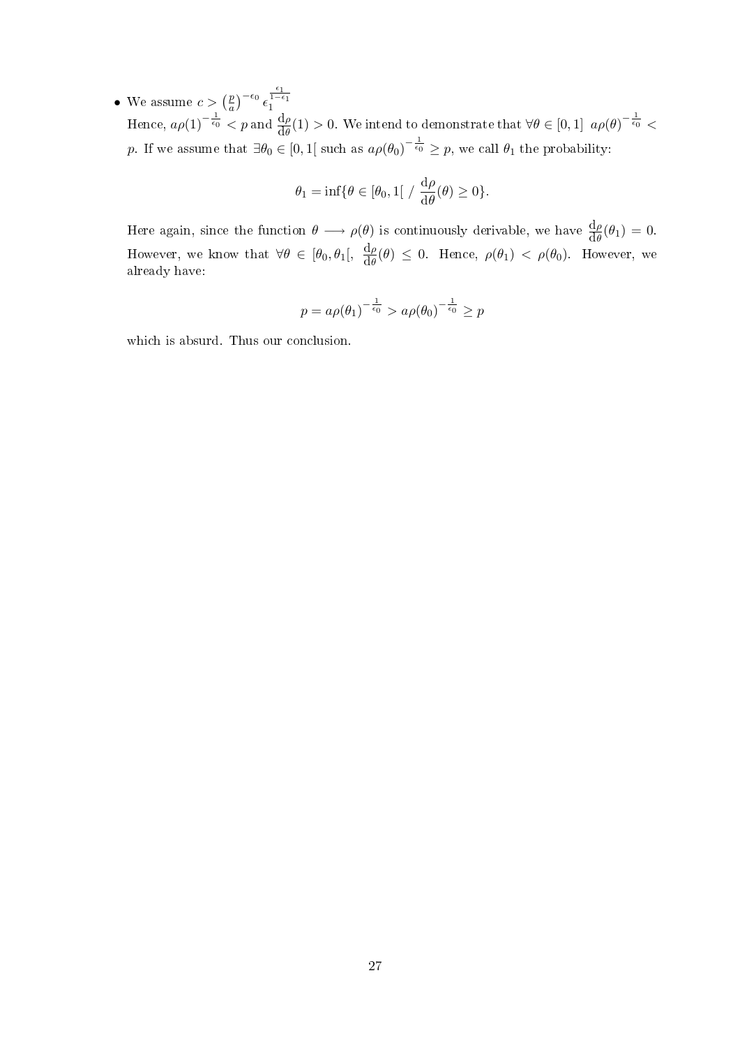- We assume $c > \left(\frac{p}{a}\right)^{-\epsilon_0} \epsilon_1^{\frac{\epsilon_1}{1-\epsilon_1}}$
  Hence, $a\rho(1)^{-\frac{1}{\epsilon_0}} < p$ and $\frac{\mathrm{d}\rho}{\mathrm{d}\theta}(1) > 0$. We intend to demonstrate that $\forall \theta \in [0,1]$ $a\rho(\theta)^{-\frac{1}{\epsilon_0}} < p$. If we assume that $\exists \theta_0 \in [0,1[$ such as $a\rho(\theta_0)^{-\frac{1}{\epsilon_0}} \geq p$, we call $\theta_1$ the probability:

$$\theta_1 = \inf\{\theta \in [\theta_0, 1[ \ / \ \frac{\mathrm{d}\rho}{\mathrm{d}\theta}(\theta) \geq 0\}.$$

  Here again, since the function $\theta \longrightarrow \rho(\theta)$ is continuously derivable, we have $\frac{\mathrm{d}\rho}{\mathrm{d}\theta}(\theta_1) = 0$. However, we know that $\forall \theta \in [\theta_0, \theta_1[$, $\frac{\mathrm{d}\rho}{\mathrm{d}\theta}(\theta) \leq 0$. Hence, $\rho(\theta_1) < \rho(\theta_0)$. However, we already have:

$$p = a\rho(\theta_1)^{-\frac{1}{\epsilon_0}} > a\rho(\theta_0)^{-\frac{1}{\epsilon_0}} \geq p$$

  which is absurd. Thus our conclusion.